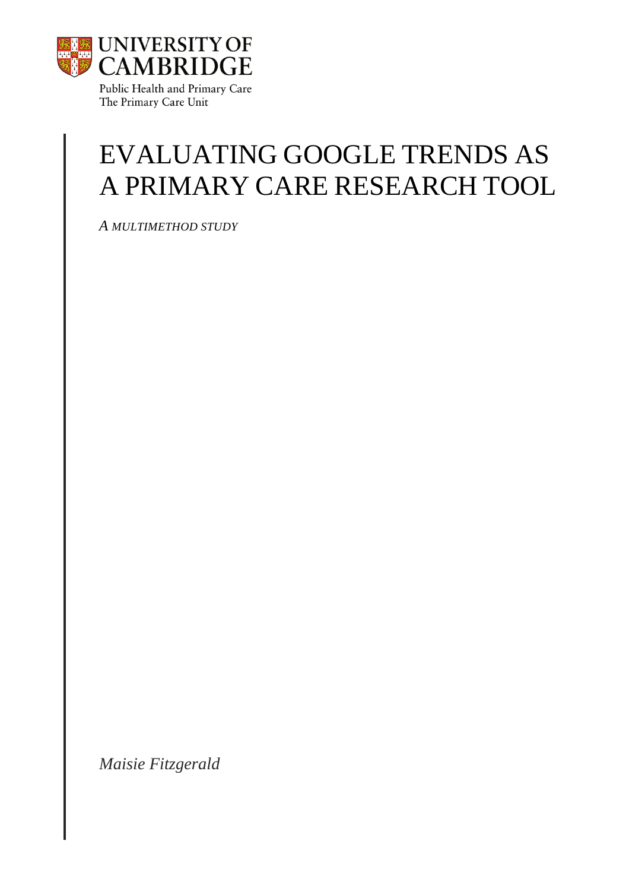UNIVERSITY OF CAMBRIDGE

Public Health and Primary Care
The Primary Care Unit

# EVALUATING GOOGLE TRENDS AS A PRIMARY CARE RESEARCH TOOL

*A MULTIMETHOD STUDY*

*Maisie Fitzgerald*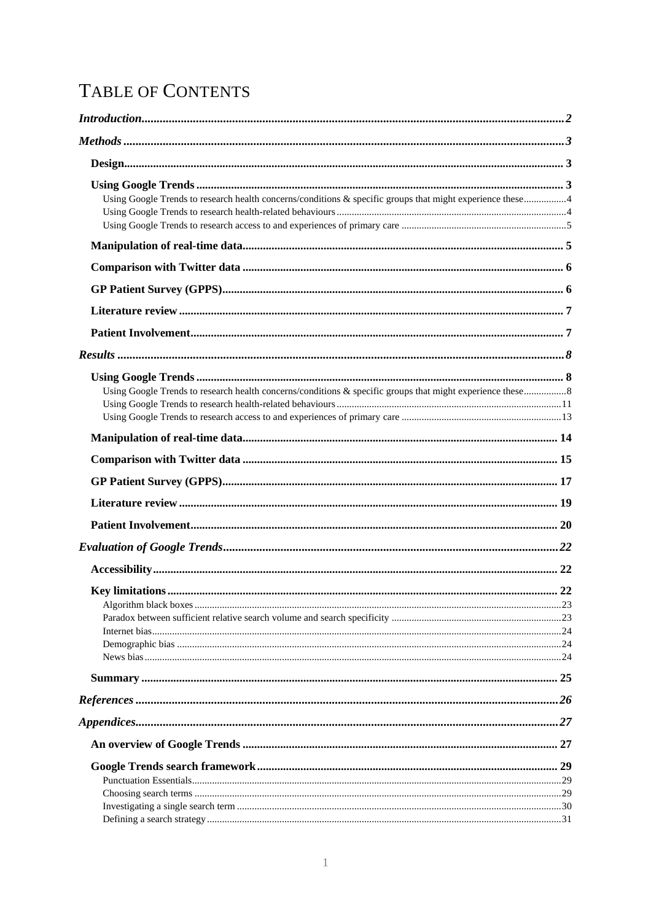# TABLE OF CONTENTS

*Introduction* ... 2

*Methods* ... 3

- **Design** ... 3
- **Using Google Trends** ... 3
  - Using Google Trends to research health concerns/conditions & specific groups that might experience these ... 4
  - Using Google Trends to research health-related behaviours ... 4
  - Using Google Trends to research access to and experiences of primary care ... 5
- **Manipulation of real-time data** ... 5
- **Comparison with Twitter data** ... 6
- **GP Patient Survey (GPPS)** ... 6
- **Literature review** ... 7
- **Patient Involvement** ... 7

*Results* ... 8

- **Using Google Trends** ... 8
  - Using Google Trends to research health concerns/conditions & specific groups that might experience these ... 8
  - Using Google Trends to research health-related behaviours ... 11
  - Using Google Trends to research access to and experiences of primary care ... 13
- **Manipulation of real-time data** ... 14
- **Comparison with Twitter data** ... 15
- **GP Patient Survey (GPPS)** ... 17
- **Literature review** ... 19
- **Patient Involvement** ... 20

*Evaluation of Google Trends* ... 22

- **Accessibility** ... 22
- **Key limitations** ... 22
  - Algorithm black boxes ... 23
  - Paradox between sufficient relative search volume and search specificity ... 23
  - Internet bias ... 24
  - Demographic bias ... 24
  - News bias ... 24
- **Summary** ... 25

*References* ... 26

*Appendices* ... 27

- **An overview of Google Trends** ... 27
- **Google Trends search framework** ... 29
  - Punctuation Essentials ... 29
  - Choosing search terms ... 29
  - Investigating a single search term ... 30
  - Defining a search strategy ... 31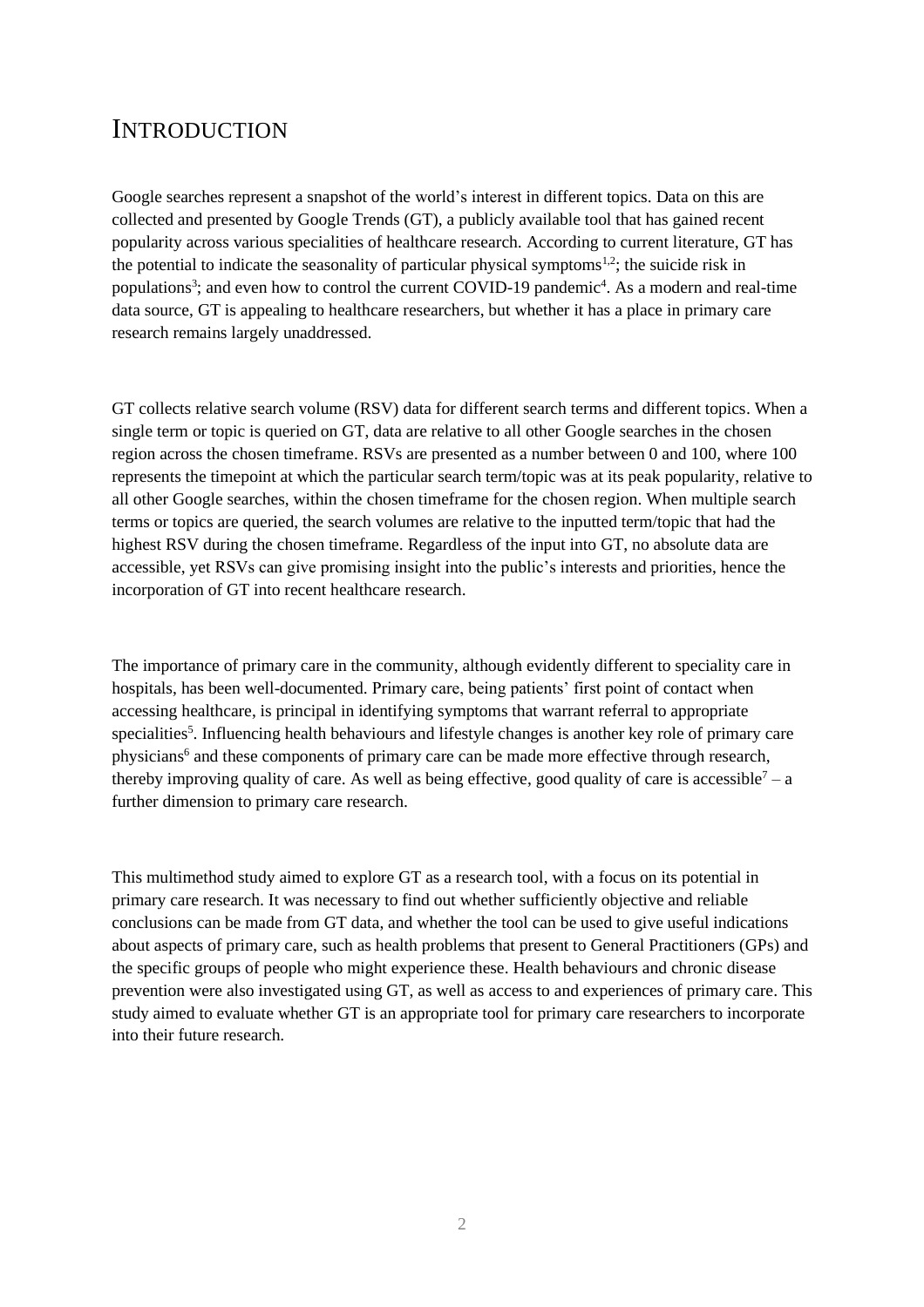# INTRODUCTION

Google searches represent a snapshot of the world's interest in different topics. Data on this are collected and presented by Google Trends (GT), a publicly available tool that has gained recent popularity across various specialities of healthcare research. According to current literature, GT has the potential to indicate the seasonality of particular physical symptoms[1,2]; the suicide risk in populations[3]; and even how to control the current COVID-19 pandemic[4]. As a modern and real-time data source, GT is appealing to healthcare researchers, but whether it has a place in primary care research remains largely unaddressed.

GT collects relative search volume (RSV) data for different search terms and different topics. When a single term or topic is queried on GT, data are relative to all other Google searches in the chosen region across the chosen timeframe. RSVs are presented as a number between 0 and 100, where 100 represents the timepoint at which the particular search term/topic was at its peak popularity, relative to all other Google searches, within the chosen timeframe for the chosen region. When multiple search terms or topics are queried, the search volumes are relative to the inputted term/topic that had the highest RSV during the chosen timeframe. Regardless of the input into GT, no absolute data are accessible, yet RSVs can give promising insight into the public's interests and priorities, hence the incorporation of GT into recent healthcare research.

The importance of primary care in the community, although evidently different to speciality care in hospitals, has been well-documented. Primary care, being patients' first point of contact when accessing healthcare, is principal in identifying symptoms that warrant referral to appropriate specialities[5]. Influencing health behaviours and lifestyle changes is another key role of primary care physicians[6] and these components of primary care can be made more effective through research, thereby improving quality of care. As well as being effective, good quality of care is accessible[7] – a further dimension to primary care research.

This multimethod study aimed to explore GT as a research tool, with a focus on its potential in primary care research. It was necessary to find out whether sufficiently objective and reliable conclusions can be made from GT data, and whether the tool can be used to give useful indications about aspects of primary care, such as health problems that present to General Practitioners (GPs) and the specific groups of people who might experience these. Health behaviours and chronic disease prevention were also investigated using GT, as well as access to and experiences of primary care. This study aimed to evaluate whether GT is an appropriate tool for primary care researchers to incorporate into their future research.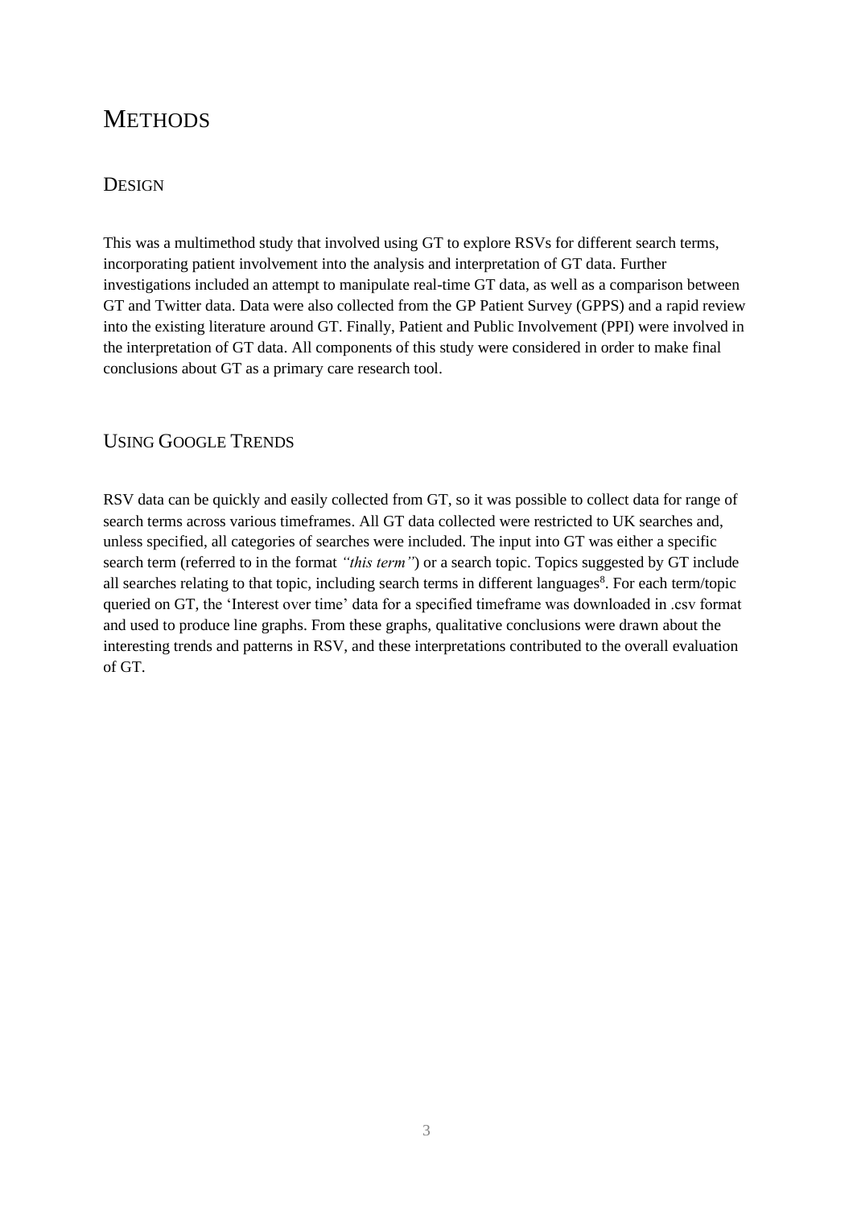# METHODS

## DESIGN

This was a multimethod study that involved using GT to explore RSVs for different search terms, incorporating patient involvement into the analysis and interpretation of GT data. Further investigations included an attempt to manipulate real-time GT data, as well as a comparison between GT and Twitter data. Data were also collected from the GP Patient Survey (GPPS) and a rapid review into the existing literature around GT. Finally, Patient and Public Involvement (PPI) were involved in the interpretation of GT data. All components of this study were considered in order to make final conclusions about GT as a primary care research tool.

## USING GOOGLE TRENDS

RSV data can be quickly and easily collected from GT, so it was possible to collect data for range of search terms across various timeframes. All GT data collected were restricted to UK searches and, unless specified, all categories of searches were included. The input into GT was either a specific search term (referred to in the format *"this term"*) or a search topic. Topics suggested by GT include all searches relating to that topic, including search terms in different languages[8]. For each term/topic queried on GT, the 'Interest over time' data for a specified timeframe was downloaded in .csv format and used to produce line graphs. From these graphs, qualitative conclusions were drawn about the interesting trends and patterns in RSV, and these interpretations contributed to the overall evaluation of GT.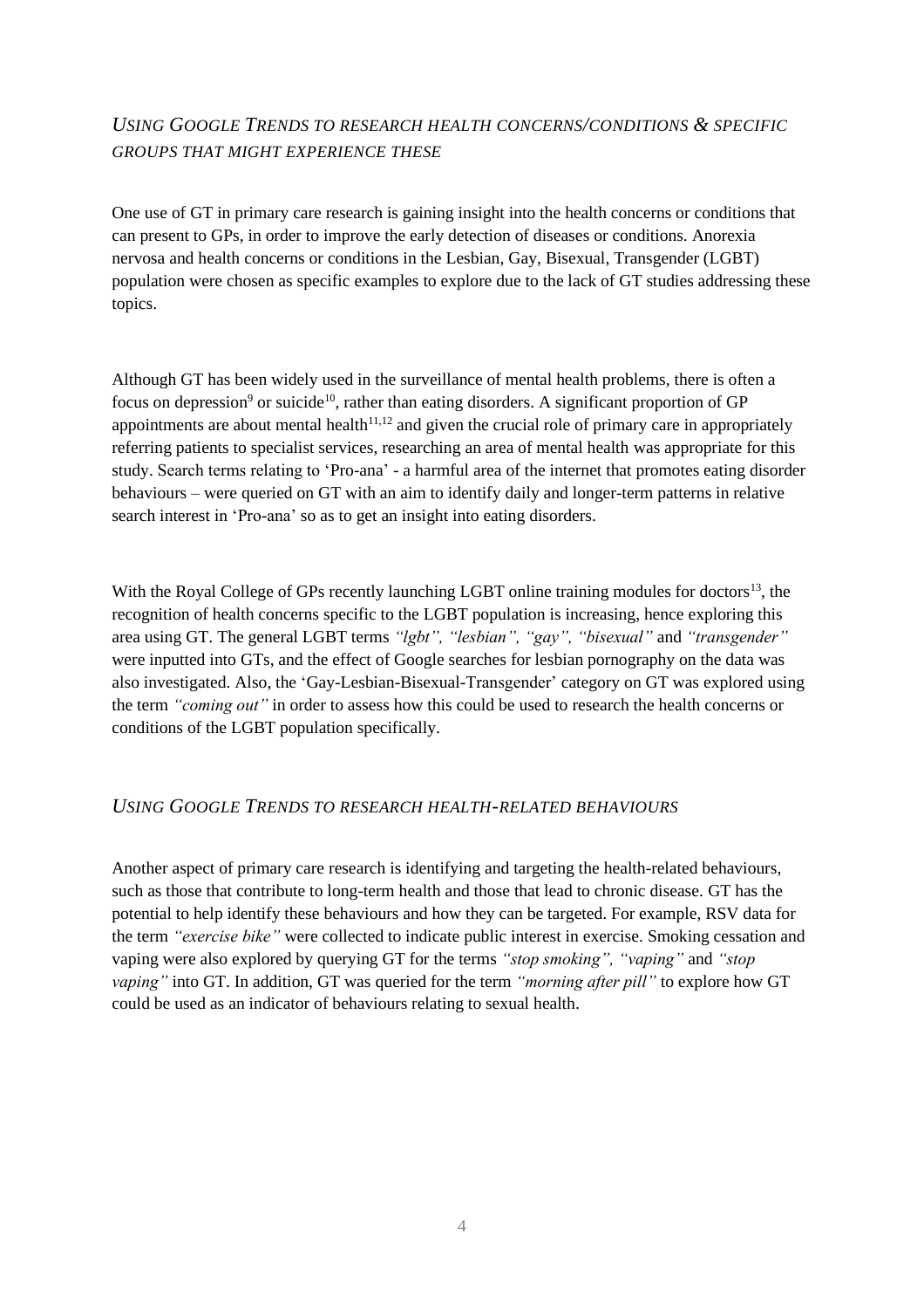### *Using Google Trends to research health concerns/conditions & specific groups that might experience these*

One use of GT in primary care research is gaining insight into the health concerns or conditions that can present to GPs, in order to improve the early detection of diseases or conditions. Anorexia nervosa and health concerns or conditions in the Lesbian, Gay, Bisexual, Transgender (LGBT) population were chosen as specific examples to explore due to the lack of GT studies addressing these topics.

Although GT has been widely used in the surveillance of mental health problems, there is often a focus on depression[9] or suicide[10], rather than eating disorders. A significant proportion of GP appointments are about mental health[11,12] and given the crucial role of primary care in appropriately referring patients to specialist services, researching an area of mental health was appropriate for this study. Search terms relating to 'Pro-ana' - a harmful area of the internet that promotes eating disorder behaviours – were queried on GT with an aim to identify daily and longer-term patterns in relative search interest in 'Pro-ana' so as to get an insight into eating disorders.

With the Royal College of GPs recently launching LGBT online training modules for doctors[13], the recognition of health concerns specific to the LGBT population is increasing, hence exploring this area using GT. The general LGBT terms *"lgbt", "lesbian", "gay", "bisexual"* and *"transgender"* were inputted into GTs, and the effect of Google searches for lesbian pornography on the data was also investigated. Also, the 'Gay-Lesbian-Bisexual-Transgender' category on GT was explored using the term *"coming out"* in order to assess how this could be used to research the health concerns or conditions of the LGBT population specifically.

### *Using Google Trends to research health-related behaviours*

Another aspect of primary care research is identifying and targeting the health-related behaviours, such as those that contribute to long-term health and those that lead to chronic disease. GT has the potential to help identify these behaviours and how they can be targeted. For example, RSV data for the term *"exercise bike"* were collected to indicate public interest in exercise. Smoking cessation and vaping were also explored by querying GT for the terms *"stop smoking", "vaping"* and *"stop vaping"* into GT. In addition, GT was queried for the term *"morning after pill"* to explore how GT could be used as an indicator of behaviours relating to sexual health.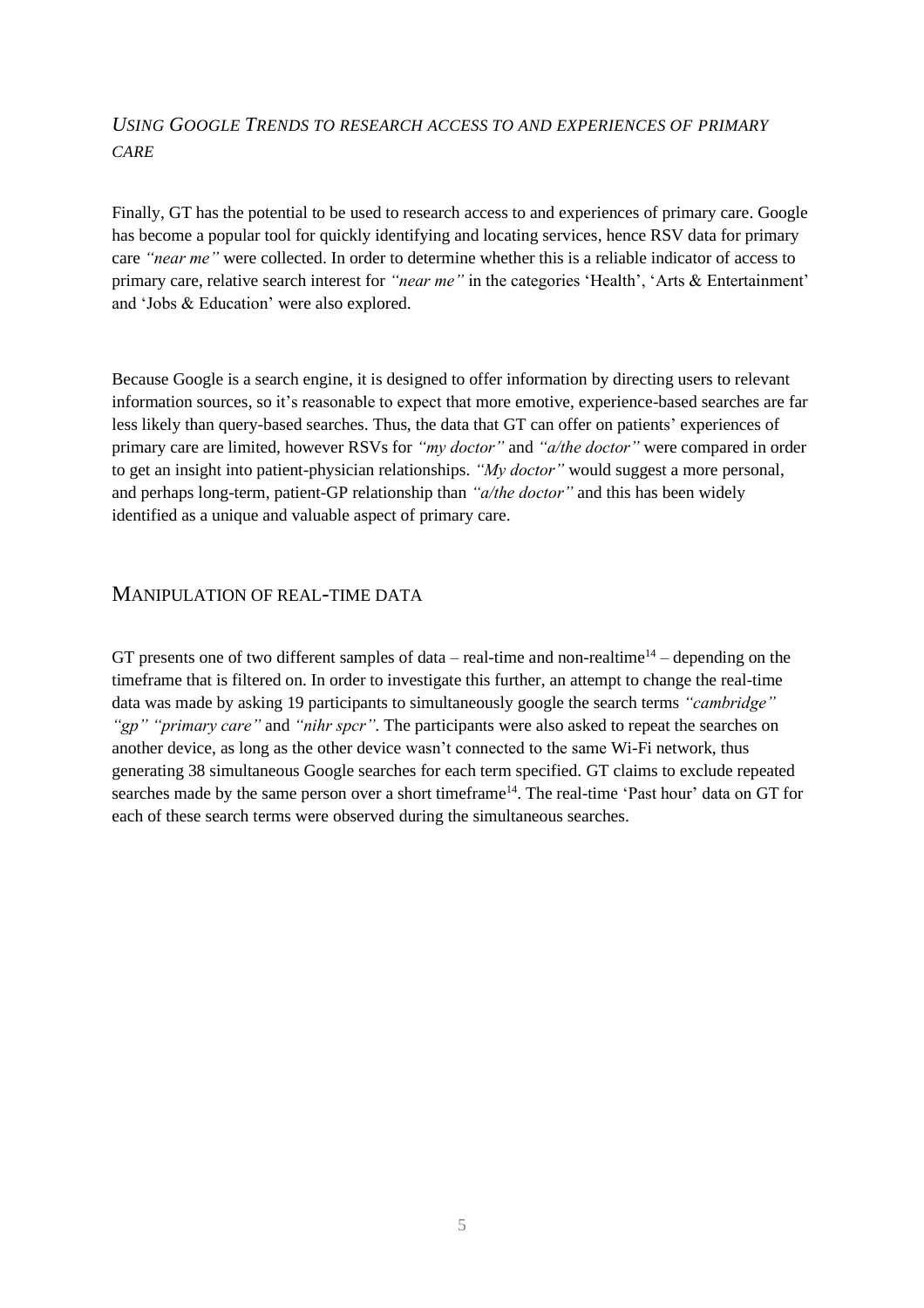### *Using Google Trends to research access to and experiences of primary care*

Finally, GT has the potential to be used to research access to and experiences of primary care. Google has become a popular tool for quickly identifying and locating services, hence RSV data for primary care *"near me"* were collected. In order to determine whether this is a reliable indicator of access to primary care, relative search interest for *"near me"* in the categories 'Health', 'Arts & Entertainment' and 'Jobs & Education' were also explored.

Because Google is a search engine, it is designed to offer information by directing users to relevant information sources, so it's reasonable to expect that more emotive, experience-based searches are far less likely than query-based searches. Thus, the data that GT can offer on patients' experiences of primary care are limited, however RSVs for *"my doctor"* and *"a/the doctor"* were compared in order to get an insight into patient-physician relationships. *"My doctor"* would suggest a more personal, and perhaps long-term, patient-GP relationship than *"a/the doctor"* and this has been widely identified as a unique and valuable aspect of primary care.

## Manipulation of real-time data

GT presents one of two different samples of data – real-time and non-realtime[14] – depending on the timeframe that is filtered on. In order to investigate this further, an attempt to change the real-time data was made by asking 19 participants to simultaneously google the search terms *"cambridge" "gp" "primary care"* and *"nihr spcr"*. The participants were also asked to repeat the searches on another device, as long as the other device wasn't connected to the same Wi-Fi network, thus generating 38 simultaneous Google searches for each term specified. GT claims to exclude repeated searches made by the same person over a short timeframe[14]. The real-time 'Past hour' data on GT for each of these search terms were observed during the simultaneous searches.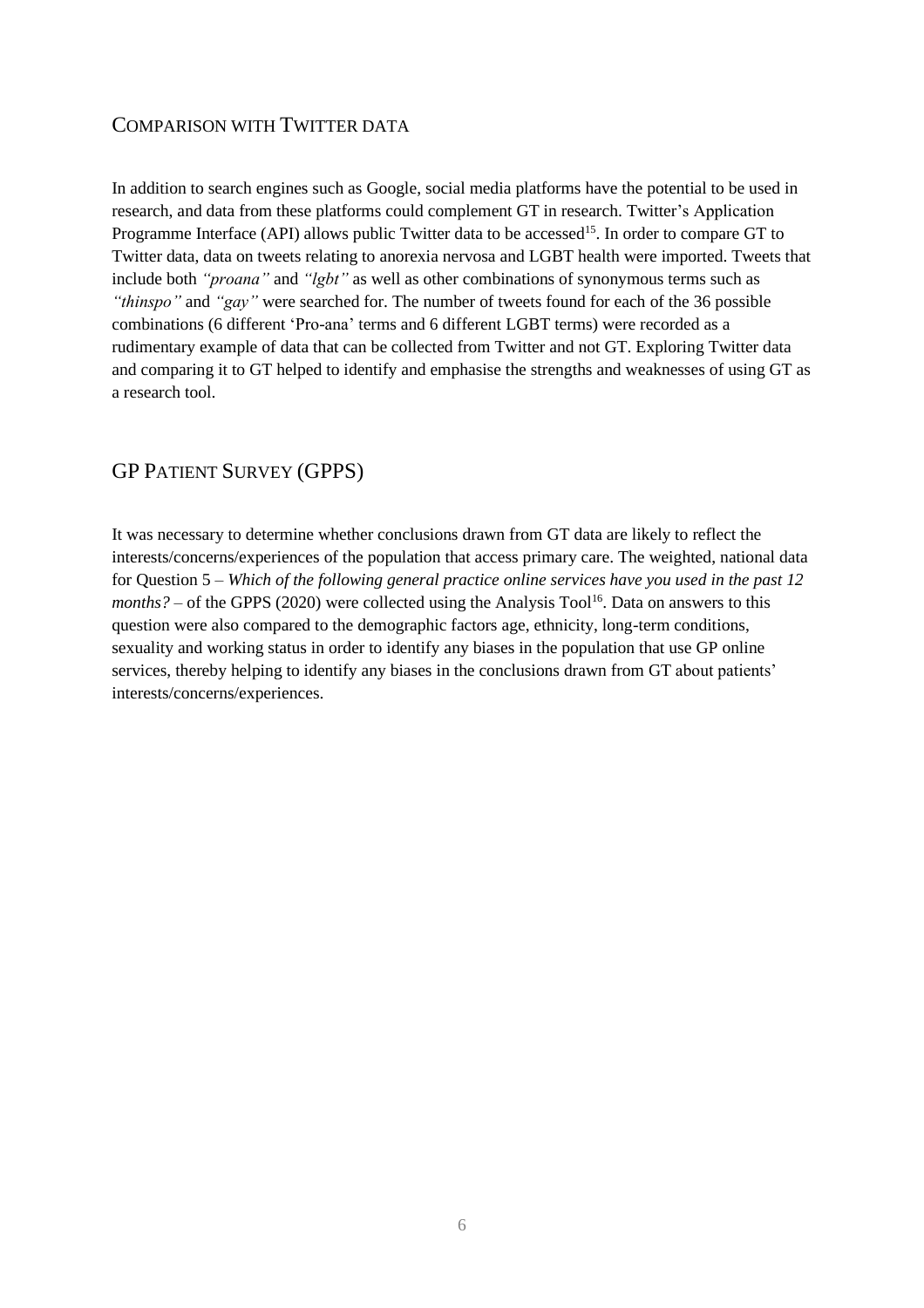## Comparison with Twitter data

In addition to search engines such as Google, social media platforms have the potential to be used in research, and data from these platforms could complement GT in research. Twitter's Application Programme Interface (API) allows public Twitter data to be accessed[15]. In order to compare GT to Twitter data, data on tweets relating to anorexia nervosa and LGBT health were imported. Tweets that include both *"proana"* and *"lgbt"* as well as other combinations of synonymous terms such as *"thinspo"* and *"gay"* were searched for. The number of tweets found for each of the 36 possible combinations (6 different 'Pro-ana' terms and 6 different LGBT terms) were recorded as a rudimentary example of data that can be collected from Twitter and not GT. Exploring Twitter data and comparing it to GT helped to identify and emphasise the strengths and weaknesses of using GT as a research tool.

## GP Patient Survey (GPPS)

It was necessary to determine whether conclusions drawn from GT data are likely to reflect the interests/concerns/experiences of the population that access primary care. The weighted, national data for Question 5 – *Which of the following general practice online services have you used in the past 12 months?* – of the GPPS (2020) were collected using the Analysis Tool[16]. Data on answers to this question were also compared to the demographic factors age, ethnicity, long-term conditions, sexuality and working status in order to identify any biases in the population that use GP online services, thereby helping to identify any biases in the conclusions drawn from GT about patients' interests/concerns/experiences.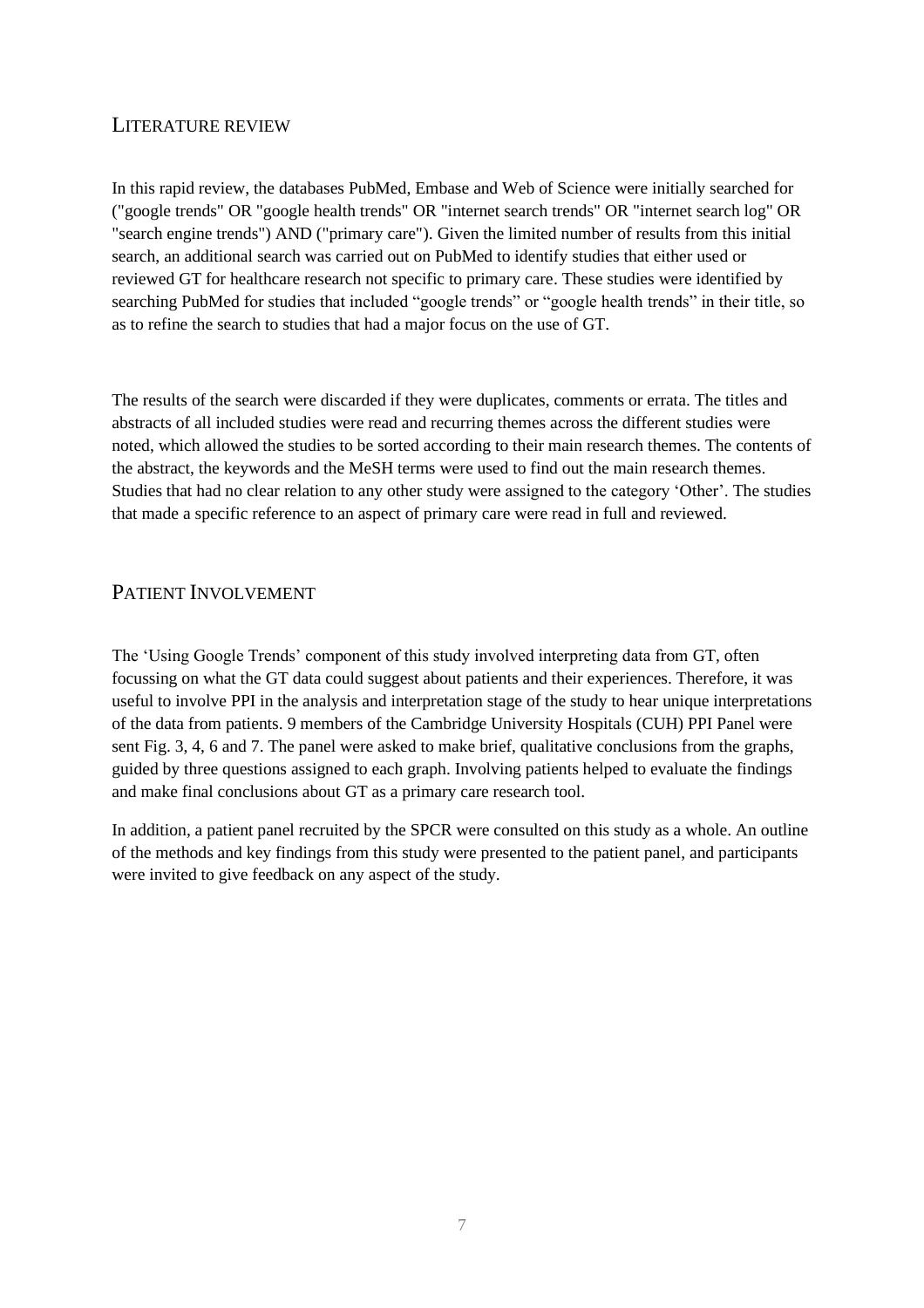## LITERATURE REVIEW

In this rapid review, the databases PubMed, Embase and Web of Science were initially searched for ("google trends" OR "google health trends" OR "internet search trends" OR "internet search log" OR "search engine trends") AND ("primary care"). Given the limited number of results from this initial search, an additional search was carried out on PubMed to identify studies that either used or reviewed GT for healthcare research not specific to primary care. These studies were identified by searching PubMed for studies that included "google trends" or "google health trends" in their title, so as to refine the search to studies that had a major focus on the use of GT.

The results of the search were discarded if they were duplicates, comments or errata. The titles and abstracts of all included studies were read and recurring themes across the different studies were noted, which allowed the studies to be sorted according to their main research themes. The contents of the abstract, the keywords and the MeSH terms were used to find out the main research themes. Studies that had no clear relation to any other study were assigned to the category 'Other'. The studies that made a specific reference to an aspect of primary care were read in full and reviewed.

## PATIENT INVOLVEMENT

The 'Using Google Trends' component of this study involved interpreting data from GT, often focussing on what the GT data could suggest about patients and their experiences. Therefore, it was useful to involve PPI in the analysis and interpretation stage of the study to hear unique interpretations of the data from patients. 9 members of the Cambridge University Hospitals (CUH) PPI Panel were sent Fig. 3, 4, 6 and 7. The panel were asked to make brief, qualitative conclusions from the graphs, guided by three questions assigned to each graph. Involving patients helped to evaluate the findings and make final conclusions about GT as a primary care research tool.

In addition, a patient panel recruited by the SPCR were consulted on this study as a whole. An outline of the methods and key findings from this study were presented to the patient panel, and participants were invited to give feedback on any aspect of the study.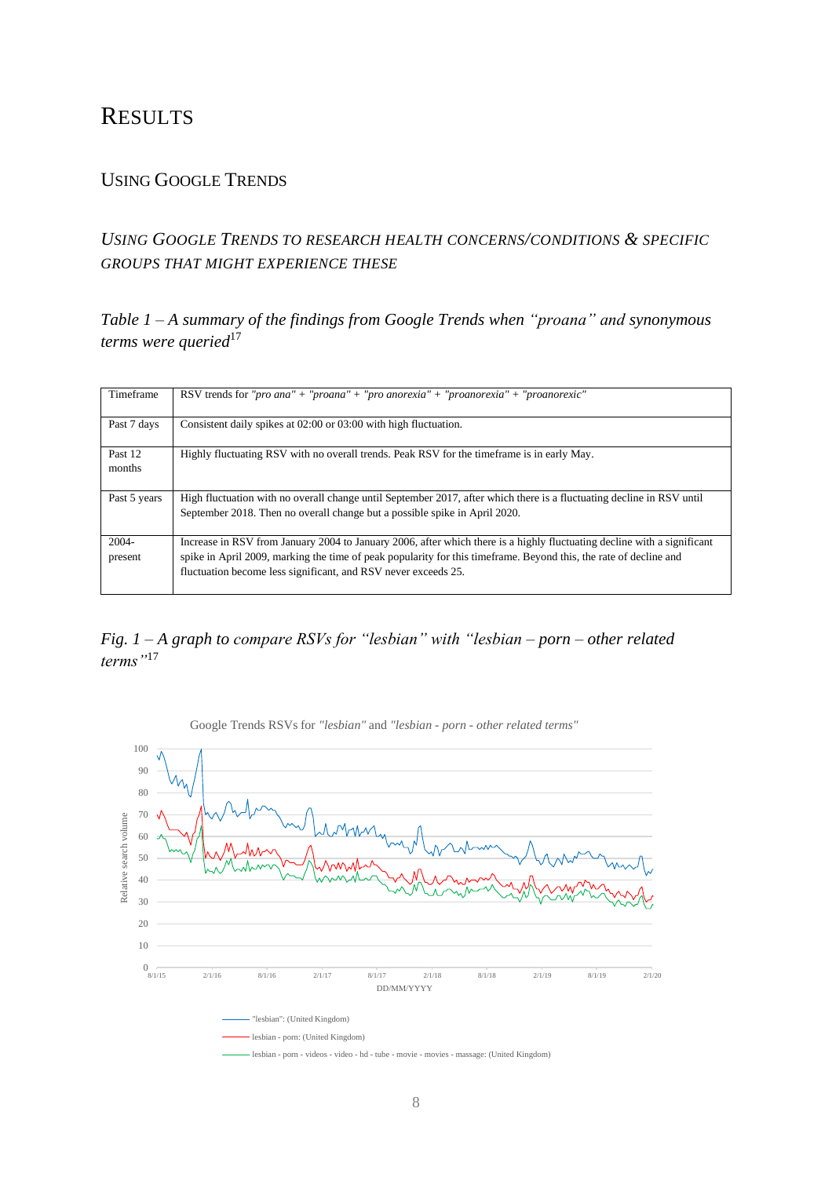# RESULTS

## USING GOOGLE TRENDS

### *USING GOOGLE TRENDS TO RESEARCH HEALTH CONCERNS/CONDITIONS & SPECIFIC GROUPS THAT MIGHT EXPERIENCE THESE*

*Table 1 – A summary of the findings from Google Trends when "proana" and synonymous terms were queried*[17]

| Timeframe | RSV trends for *"pro ana" + "proana" + "pro anorexia" + "proanorexia" + "proanorexic"* |
|---|---|
| Past 7 days | Consistent daily spikes at 02:00 or 03:00 with high fluctuation. |
| Past 12 months | Highly fluctuating RSV with no overall trends. Peak RSV for the timeframe is in early May. |
| Past 5 years | High fluctuation with no overall change until September 2017, after which there is a fluctuating decline in RSV until September 2018. Then no overall change but a possible spike in April 2020. |
| 2004-present | Increase in RSV from January 2004 to January 2006, after which there is a highly fluctuating decline with a significant spike in April 2009, marking the time of peak popularity for this timeframe. Beyond this, the rate of decline and fluctuation become less significant, and RSV never exceeds 25. |

*Fig. 1 – A graph to compare RSVs for "lesbian" with "lesbian – porn – other related terms"*[17]

Google Trends RSVs for *"lesbian"* and *"lesbian - porn - other related terms"*

Relative search volume

DD/MM/YYYY

"lesbian": (United Kingdom)

lesbian - porn: (United Kingdom)

lesbian - porn - videos - video - hd - tube - movie - movies - massage: (United Kingdom)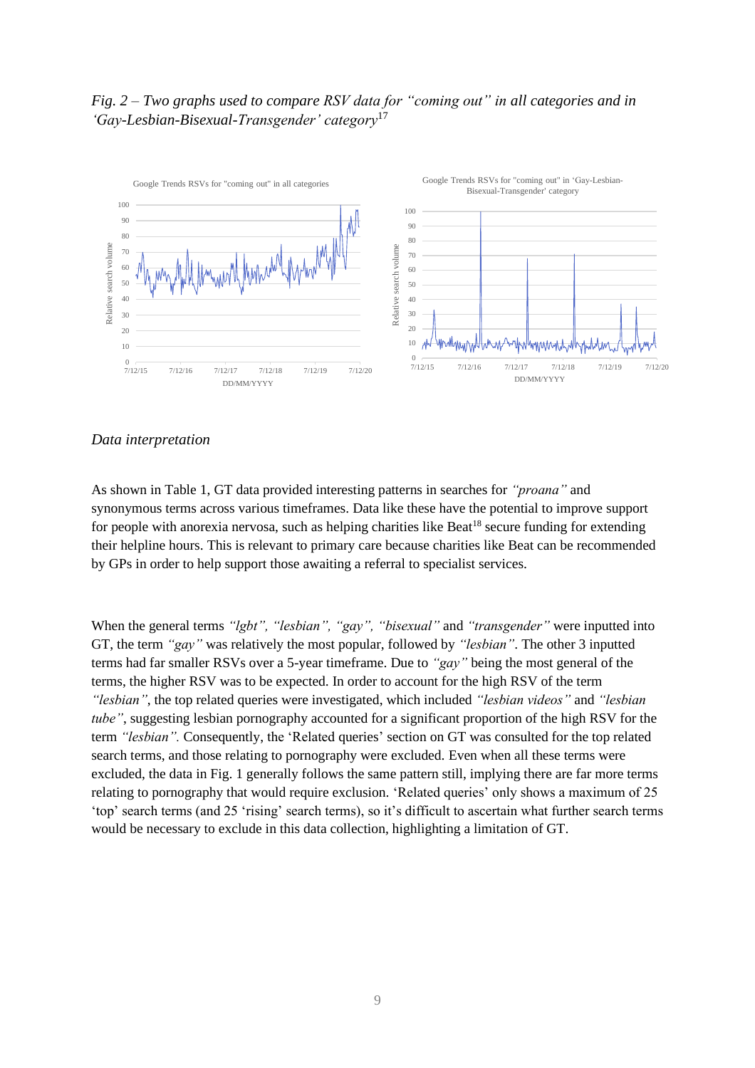*Fig. 2 – Two graphs used to compare RSV data for "coming out" in all categories and in 'Gay-Lesbian-Bisexual-Transgender' category*[17]

*Data interpretation*

As shown in Table 1, GT data provided interesting patterns in searches for *"proana"* and synonymous terms across various timeframes. Data like these have the potential to improve support for people with anorexia nervosa, such as helping charities like Beat[18] secure funding for extending their helpline hours. This is relevant to primary care because charities like Beat can be recommended by GPs in order to help support those awaiting a referral to specialist services.

When the general terms *"lgbt", "lesbian", "gay", "bisexual"* and *"transgender"* were inputted into GT, the term *"gay"* was relatively the most popular, followed by *"lesbian"*. The other 3 inputted terms had far smaller RSVs over a 5-year timeframe. Due to *"gay"* being the most general of the terms, the higher RSV was to be expected. In order to account for the high RSV of the term *"lesbian"*, the top related queries were investigated, which included *"lesbian videos"* and *"lesbian tube"*, suggesting lesbian pornography accounted for a significant proportion of the high RSV for the term *"lesbian".* Consequently, the 'Related queries' section on GT was consulted for the top related search terms, and those relating to pornography were excluded. Even when all these terms were excluded, the data in Fig. 1 generally follows the same pattern still, implying there are far more terms relating to pornography that would require exclusion. 'Related queries' only shows a maximum of 25 'top' search terms (and 25 'rising' search terms), so it's difficult to ascertain what further search terms would be necessary to exclude in this data collection, highlighting a limitation of GT.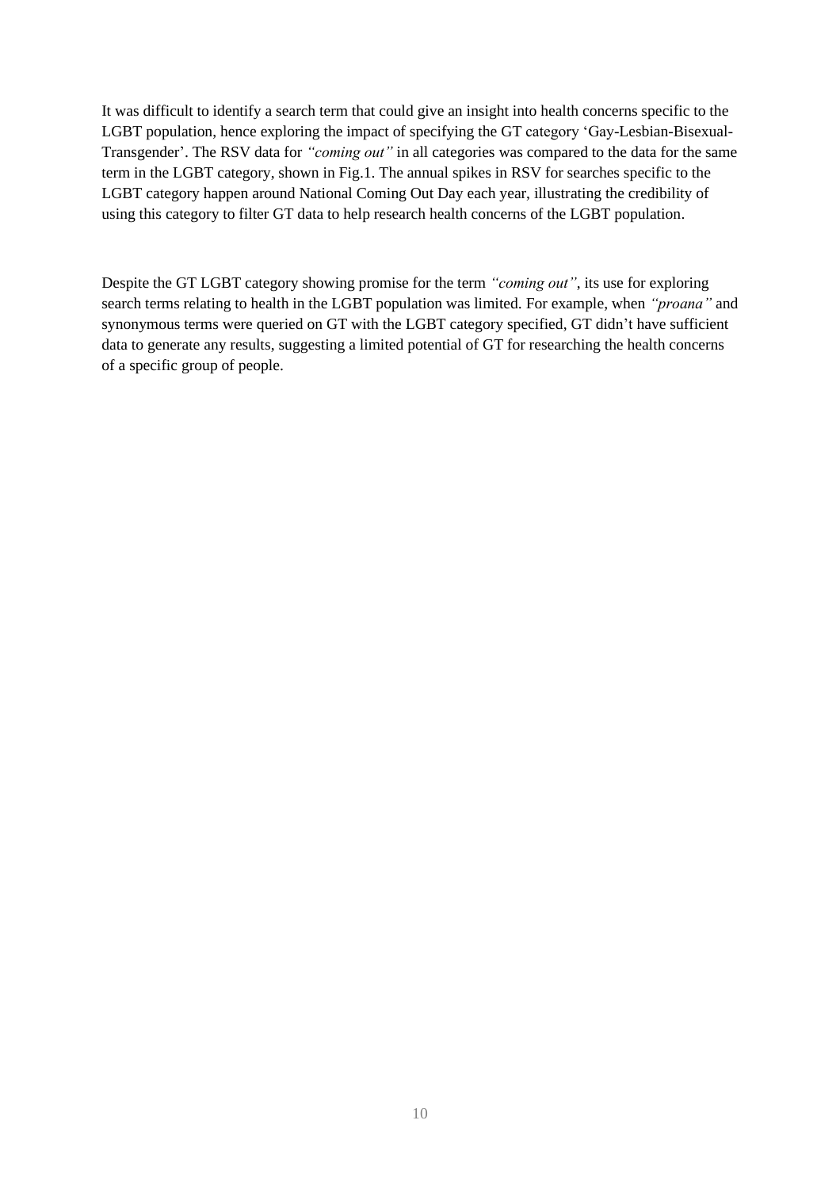It was difficult to identify a search term that could give an insight into health concerns specific to the LGBT population, hence exploring the impact of specifying the GT category 'Gay-Lesbian-Bisexual-Transgender'. The RSV data for *"coming out"* in all categories was compared to the data for the same term in the LGBT category, shown in Fig.1. The annual spikes in RSV for searches specific to the LGBT category happen around National Coming Out Day each year, illustrating the credibility of using this category to filter GT data to help research health concerns of the LGBT population.

Despite the GT LGBT category showing promise for the term *"coming out"*, its use for exploring search terms relating to health in the LGBT population was limited. For example, when *"proana"* and synonymous terms were queried on GT with the LGBT category specified, GT didn't have sufficient data to generate any results, suggesting a limited potential of GT for researching the health concerns of a specific group of people.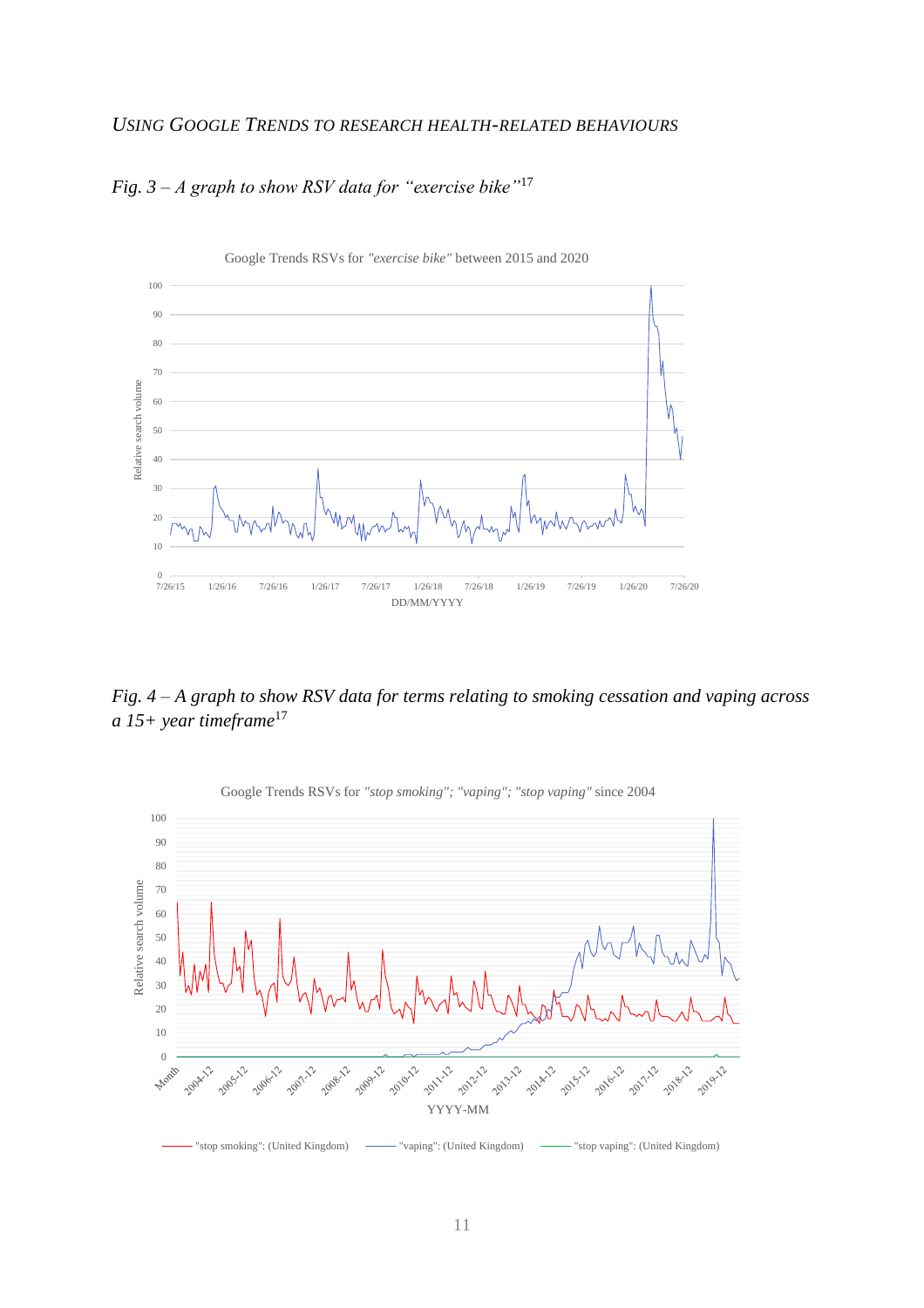*Fig. 3 – A graph to show RSV data for "exercise bike"*[17]

Google Trends RSVs for *"exercise bike"* between 2015 and 2020

*Fig. 4 – A graph to show RSV data for terms relating to smoking cessation and vaping across a 15+ year timeframe*[17]

Google Trends RSVs for *"stop smoking"; "vaping"; "stop vaping"* since 2004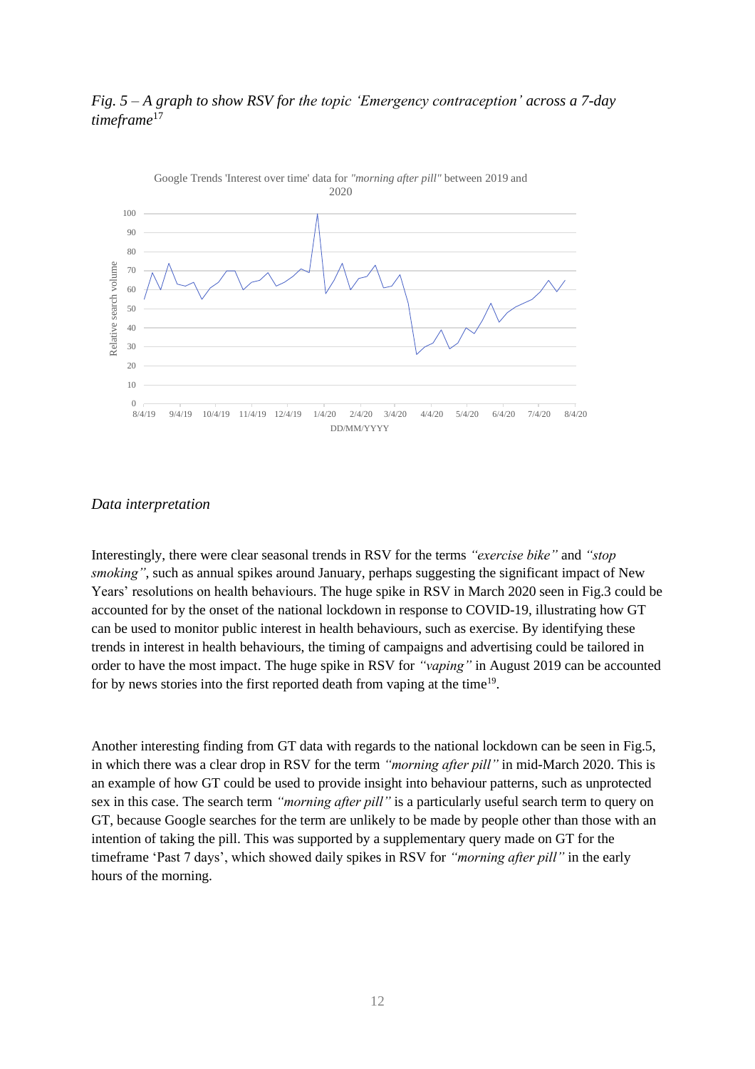*Fig. 5 – A graph to show RSV for the topic 'Emergency contraception' across a 7-day timeframe*[17]

Google Trends 'Interest over time' data for *"morning after pill"* between 2019 and 2020

### Data interpretation

Interestingly, there were clear seasonal trends in RSV for the terms *"exercise bike"* and *"stop smoking"*, such as annual spikes around January, perhaps suggesting the significant impact of New Years' resolutions on health behaviours. The huge spike in RSV in March 2020 seen in Fig.3 could be accounted for by the onset of the national lockdown in response to COVID-19, illustrating how GT can be used to monitor public interest in health behaviours, such as exercise. By identifying these trends in interest in health behaviours, the timing of campaigns and advertising could be tailored in order to have the most impact. The huge spike in RSV for *"vaping"* in August 2019 can be accounted for by news stories into the first reported death from vaping at the time[19].

Another interesting finding from GT data with regards to the national lockdown can be seen in Fig.5, in which there was a clear drop in RSV for the term *"morning after pill"* in mid-March 2020. This is an example of how GT could be used to provide insight into behaviour patterns, such as unprotected sex in this case. The search term *"morning after pill"* is a particularly useful search term to query on GT, because Google searches for the term are unlikely to be made by people other than those with an intention of taking the pill. This was supported by a supplementary query made on GT for the timeframe 'Past 7 days', which showed daily spikes in RSV for *"morning after pill"* in the early hours of the morning.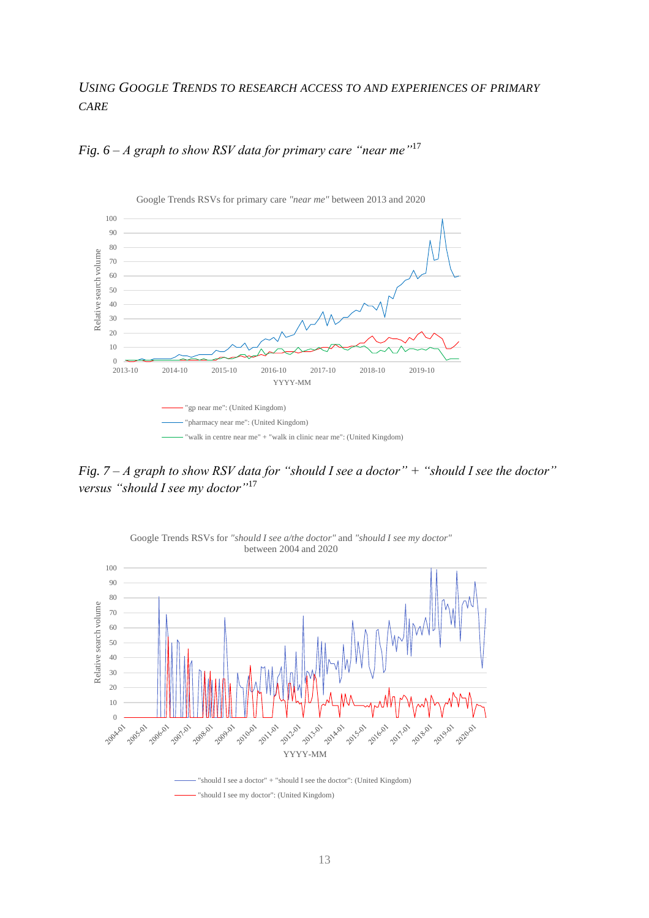*USING GOOGLE TRENDS TO RESEARCH ACCESS TO AND EXPERIENCES OF PRIMARY CARE*

*Fig. 6 – A graph to show RSV data for primary care "near me"*[17]

Google Trends RSVs for primary care *"near me"* between 2013 and 2020

"gp near me": (United Kingdom)

"pharmacy near me": (United Kingdom)

"walk in centre near me" + "walk in clinic near me": (United Kingdom)

*Fig. 7 – A graph to show RSV data for "should I see a doctor" + "should I see the doctor" versus "should I see my doctor"*[17]

Google Trends RSVs for *"should I see a/the doctor"* and *"should I see my doctor"* between 2004 and 2020

"should I see a doctor" + "should I see the doctor": (United Kingdom)

"should I see my doctor": (United Kingdom)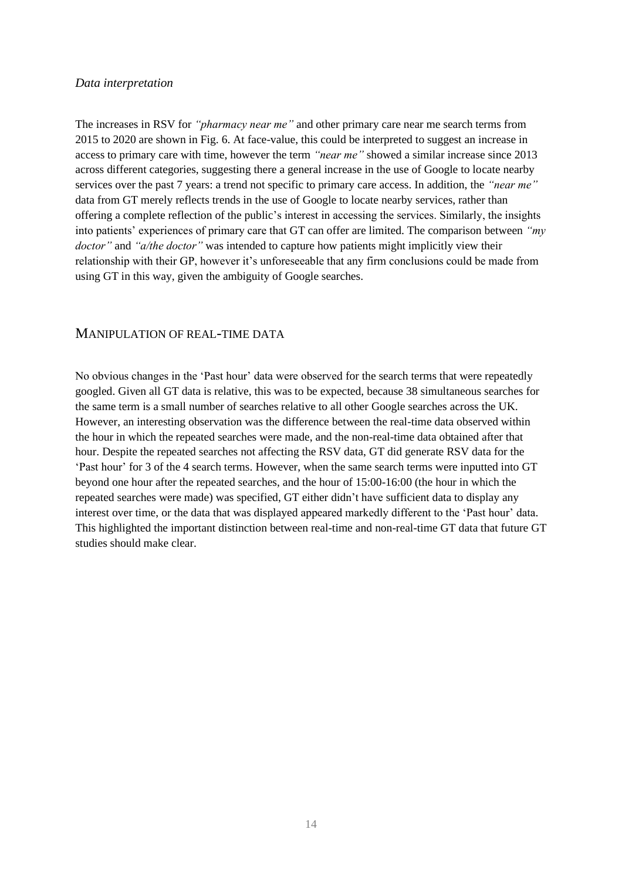*Data interpretation*

The increases in RSV for *"pharmacy near me"* and other primary care near me search terms from 2015 to 2020 are shown in Fig. 6. At face-value, this could be interpreted to suggest an increase in access to primary care with time, however the term *"near me"* showed a similar increase since 2013 across different categories, suggesting there a general increase in the use of Google to locate nearby services over the past 7 years: a trend not specific to primary care access. In addition, the *"near me"* data from GT merely reflects trends in the use of Google to locate nearby services, rather than offering a complete reflection of the public's interest in accessing the services. Similarly, the insights into patients' experiences of primary care that GT can offer are limited. The comparison between *"my doctor"* and *"a/the doctor"* was intended to capture how patients might implicitly view their relationship with their GP, however it's unforeseeable that any firm conclusions could be made from using GT in this way, given the ambiguity of Google searches.

## MANIPULATION OF REAL-TIME DATA

No obvious changes in the 'Past hour' data were observed for the search terms that were repeatedly googled. Given all GT data is relative, this was to be expected, because 38 simultaneous searches for the same term is a small number of searches relative to all other Google searches across the UK. However, an interesting observation was the difference between the real-time data observed within the hour in which the repeated searches were made, and the non-real-time data obtained after that hour. Despite the repeated searches not affecting the RSV data, GT did generate RSV data for the 'Past hour' for 3 of the 4 search terms. However, when the same search terms were inputted into GT beyond one hour after the repeated searches, and the hour of 15:00-16:00 (the hour in which the repeated searches were made) was specified, GT either didn't have sufficient data to display any interest over time, or the data that was displayed appeared markedly different to the 'Past hour' data. This highlighted the important distinction between real-time and non-real-time GT data that future GT studies should make clear.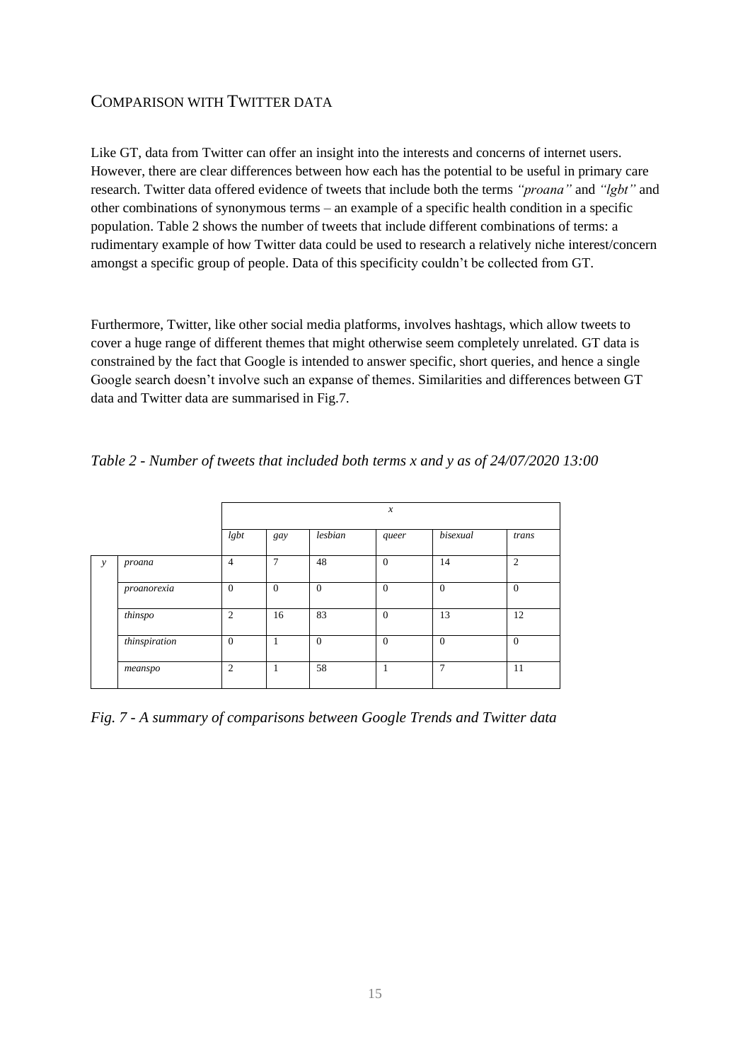## Comparison with Twitter data

Like GT, data from Twitter can offer an insight into the interests and concerns of internet users. However, there are clear differences between how each has the potential to be useful in primary care research. Twitter data offered evidence of tweets that include both the terms *"proana"* and *"lgbt"* and other combinations of synonymous terms – an example of a specific health condition in a specific population. Table 2 shows the number of tweets that include different combinations of terms: a rudimentary example of how Twitter data could be used to research a relatively niche interest/concern amongst a specific group of people. Data of this specificity couldn't be collected from GT.

Furthermore, Twitter, like other social media platforms, involves hashtags, which allow tweets to cover a huge range of different themes that might otherwise seem completely unrelated. GT data is constrained by the fact that Google is intended to answer specific, short queries, and hence a single Google search doesn't involve such an expanse of themes. Similarities and differences between GT data and Twitter data are summarised in Fig.7.

*Table 2 - Number of tweets that included both terms x and y as of 24/07/2020 13:00*

| | | *x* | | | | | |
|---|---|---|---|---|---|---|---|
| | | *lgbt* | *gay* | *lesbian* | *queer* | *bisexual* | *trans* |
| *y* | *proana* | 4 | 7 | 48 | 0 | 14 | 2 |
| | *proanorexia* | 0 | 0 | 0 | 0 | 0 | 0 |
| | *thinspo* | 2 | 16 | 83 | 0 | 13 | 12 |
| | *thinspiration* | 0 | 1 | 0 | 0 | 0 | 0 |
| | *meanspo* | 2 | 1 | 58 | 1 | 7 | 11 |

*Fig. 7 - A summary of comparisons between Google Trends and Twitter data*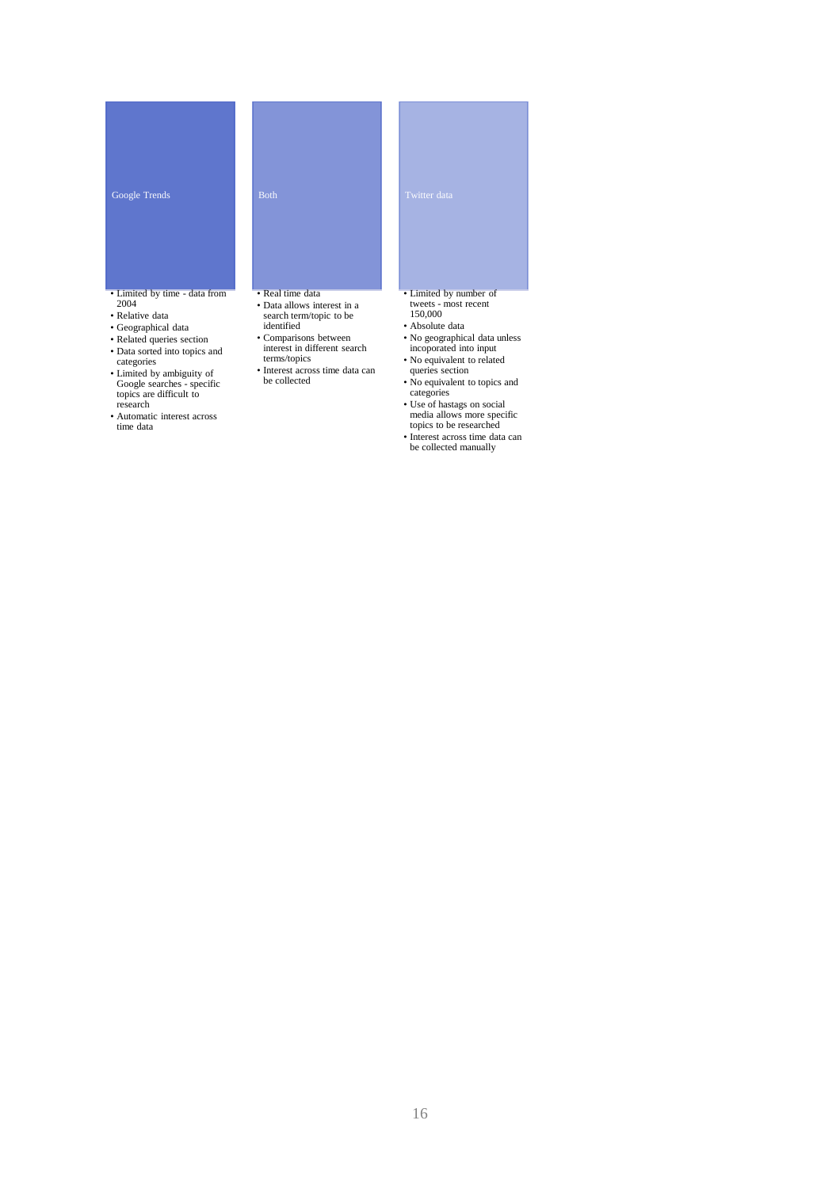**Google Trends**

- Limited by time - data from 2004
- Relative data
- Geographical data
- Related queries section
- Data sorted into topics and categories
- Limited by ambiguity of Google searches - specific topics are difficult to research
- Automatic interest across time data

**Both**

- Real time data
- Data allows interest in a search term/topic to be identified
- Comparisons between interest in different search terms/topics
- Interest across time data can be collected

**Twitter data**

- Limited by number of tweets - most recent 150,000
- Absolute data
- No geographical data unless incoporated into input
- No equivalent to related queries section
- No equivalent to topics and categories
- Use of hastags on social media allows more specific topics to be researched
- Interest across time data can be collected manually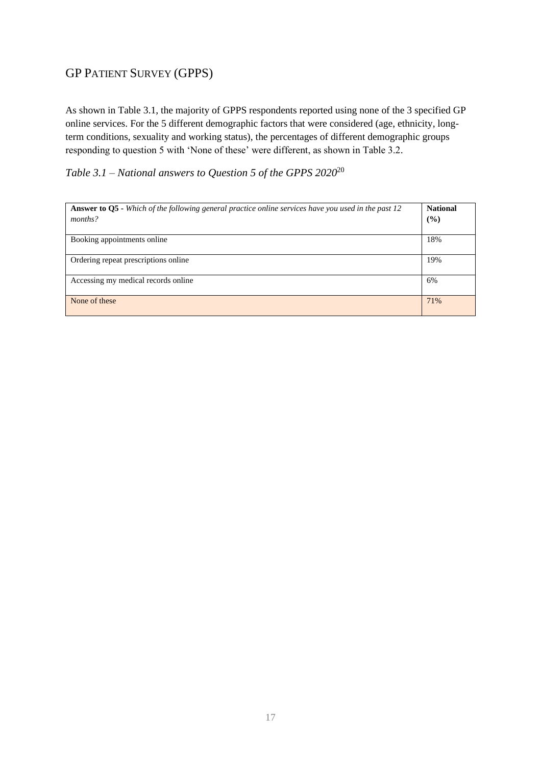## GP Patient Survey (GPPS)

As shown in Table 3.1, the majority of GPPS respondents reported using none of the 3 specified GP online services. For the 5 different demographic factors that were considered (age, ethnicity, long-term conditions, sexuality and working status), the percentages of different demographic groups responding to question 5 with 'None of these' were different, as shown in Table 3.2.

*Table 3.1 – National answers to Question 5 of the GPPS 2020*[20]

| **Answer to Q5 -** *Which of the following general practice online services have you used in the past 12 months?* | **National (%)** |
|---|---|
| Booking appointments online | 18% |
| Ordering repeat prescriptions online | 19% |
| Accessing my medical records online | 6% |
| None of these | 71% |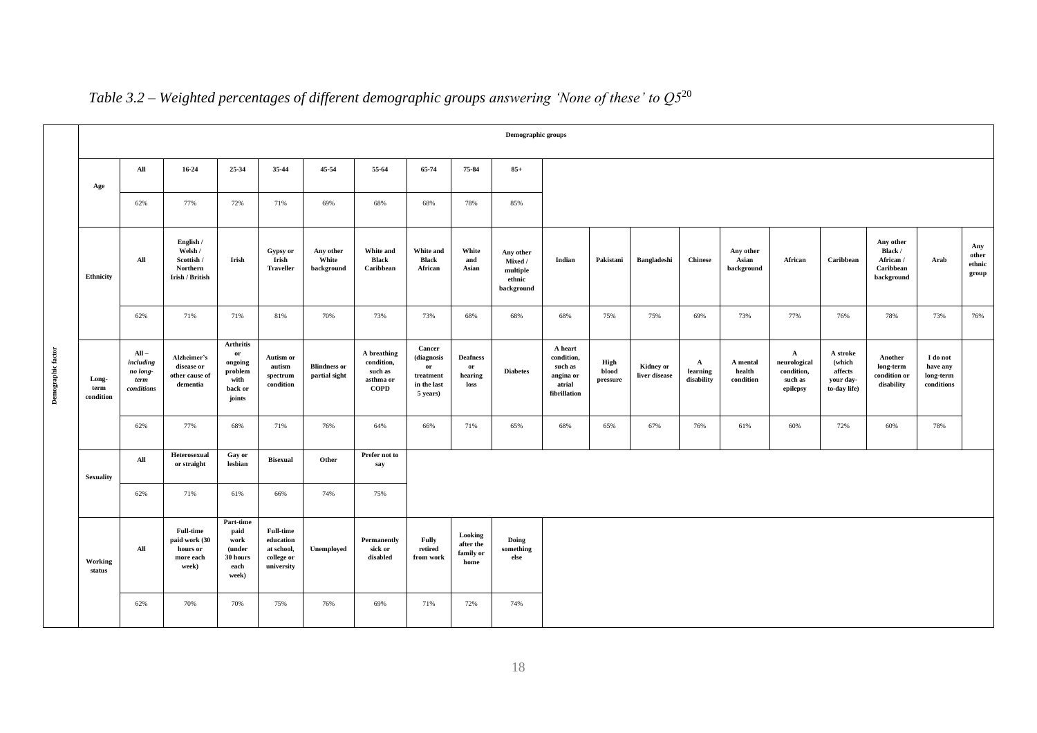*Table 3.2 – Weighted percentages of different demographic groups answering 'None of these' to Q5*[20]

**Demographic factor: Age**

| All | 16-24 | 25-34 | 35-44 | 45-54 | 55-64 | 65-74 | 75-84 | 85+ |
|---|---|---|---|---|---|---|---|---|
| 62% | 77% | 72% | 71% | 69% | 68% | 68% | 78% | 85% |

**Demographic factor: Ethnicity**

| All | English / Welsh / Scottish / Northern Irish / British | Irish | Gypsy or Irish Traveller | Any other White background | White and Black Caribbean | White and Black African | White and Asian | Any other Mixed / multiple ethnic background | Indian | Pakistani | Bangladeshi | Chinese | Any other Asian background | African | Caribbean | Any other Black / African / Caribbean background | Arab | Any other ethnic group |
|---|---|---|---|---|---|---|---|---|---|---|---|---|---|---|---|---|---|---|
| 62% | 71% | 71% | 81% | 70% | 73% | 73% | 68% | 68% | 68% | 75% | 75% | 69% | 73% | 77% | 76% | 78% | 73% | 76% |

**Demographic factor: Long-term condition**

| All – *including no long-term conditions* | Alzheimer's disease or other cause of dementia | Arthritis or ongoing problem with back or joints | Autism or autism spectrum condition | Blindness or partial sight | A breathing condition, such as asthma or COPD | Cancer (diagnosis or treatment in the last 5 years) | Deafness or hearing loss | Diabetes | A heart condition, such as angina or atrial fibrillation | High blood pressure | Kidney or liver disease | A learning disability | A mental health condition | A neurological condition, such as epilepsy | A stroke (which affects your day-to-day life) | Another long-term condition or disability | I do not have any long-term conditions |
|---|---|---|---|---|---|---|---|---|---|---|---|---|---|---|---|---|---|
| 62% | 77% | 68% | 71% | 76% | 64% | 66% | 71% | 65% | 68% | 65% | 67% | 76% | 61% | 60% | 72% | 60% | 78% |

**Demographic factor: Sexuality**

| All | Heterosexual or straight | Gay or lesbian | Bisexual | Other | Prefer not to say |
|---|---|---|---|---|---|
| 62% | 71% | 61% | 66% | 74% | 75% |

**Demographic factor: Working status**

| All | Full-time paid work (30 hours or more each week) | Part-time paid work (under 30 hours each week) | Full-time education at school, college or university | Unemployed | Permanently sick or disabled | Fully retired from work | Looking after the family or home | Doing something else |
|---|---|---|---|---|---|---|---|---|
| 62% | 70% | 70% | 75% | 76% | 69% | 71% | 72% | 74% |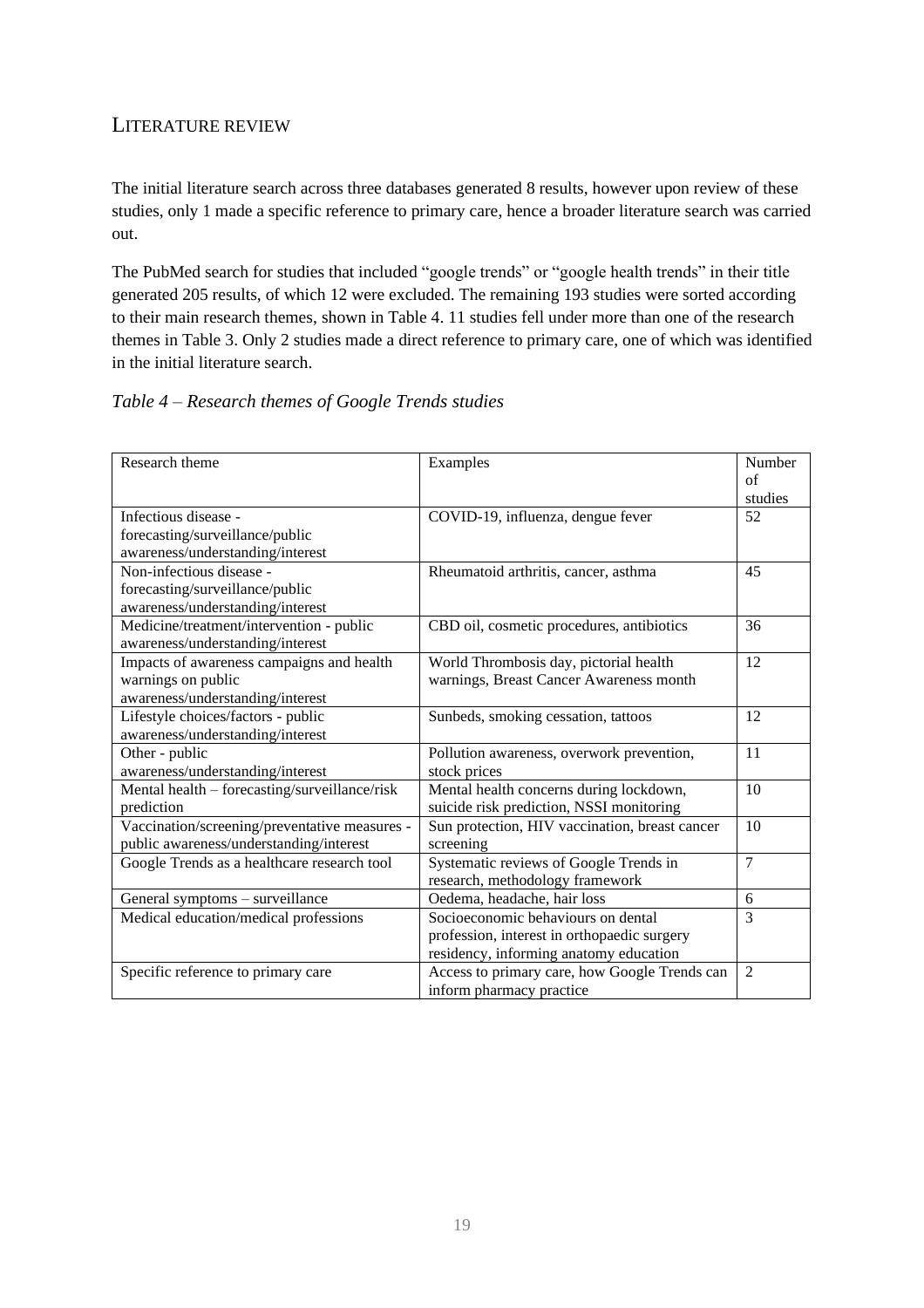## Literature review

The initial literature search across three databases generated 8 results, however upon review of these studies, only 1 made a specific reference to primary care, hence a broader literature search was carried out.

The PubMed search for studies that included "google trends" or "google health trends" in their title generated 205 results, of which 12 were excluded. The remaining 193 studies were sorted according to their main research themes, shown in Table 4. 11 studies fell under more than one of the research themes in Table 3. Only 2 studies made a direct reference to primary care, one of which was identified in the initial literature search.

*Table 4 – Research themes of Google Trends studies*

| Research theme | Examples | Number of studies |
|---|---|---|
| Infectious disease - forecasting/surveillance/public awareness/understanding/interest | COVID-19, influenza, dengue fever | 52 |
| Non-infectious disease - forecasting/surveillance/public awareness/understanding/interest | Rheumatoid arthritis, cancer, asthma | 45 |
| Medicine/treatment/intervention - public awareness/understanding/interest | CBD oil, cosmetic procedures, antibiotics | 36 |
| Impacts of awareness campaigns and health warnings on public awareness/understanding/interest | World Thrombosis day, pictorial health warnings, Breast Cancer Awareness month | 12 |
| Lifestyle choices/factors - public awareness/understanding/interest | Sunbeds, smoking cessation, tattoos | 12 |
| Other - public awareness/understanding/interest | Pollution awareness, overwork prevention, stock prices | 11 |
| Mental health – forecasting/surveillance/risk prediction | Mental health concerns during lockdown, suicide risk prediction, NSSI monitoring | 10 |
| Vaccination/screening/preventative measures - public awareness/understanding/interest | Sun protection, HIV vaccination, breast cancer screening | 10 |
| Google Trends as a healthcare research tool | Systematic reviews of Google Trends in research, methodology framework | 7 |
| General symptoms – surveillance | Oedema, headache, hair loss | 6 |
| Medical education/medical professions | Socioeconomic behaviours on dental profession, interest in orthopaedic surgery residency, informing anatomy education | 3 |
| Specific reference to primary care | Access to primary care, how Google Trends can inform pharmacy practice | 2 |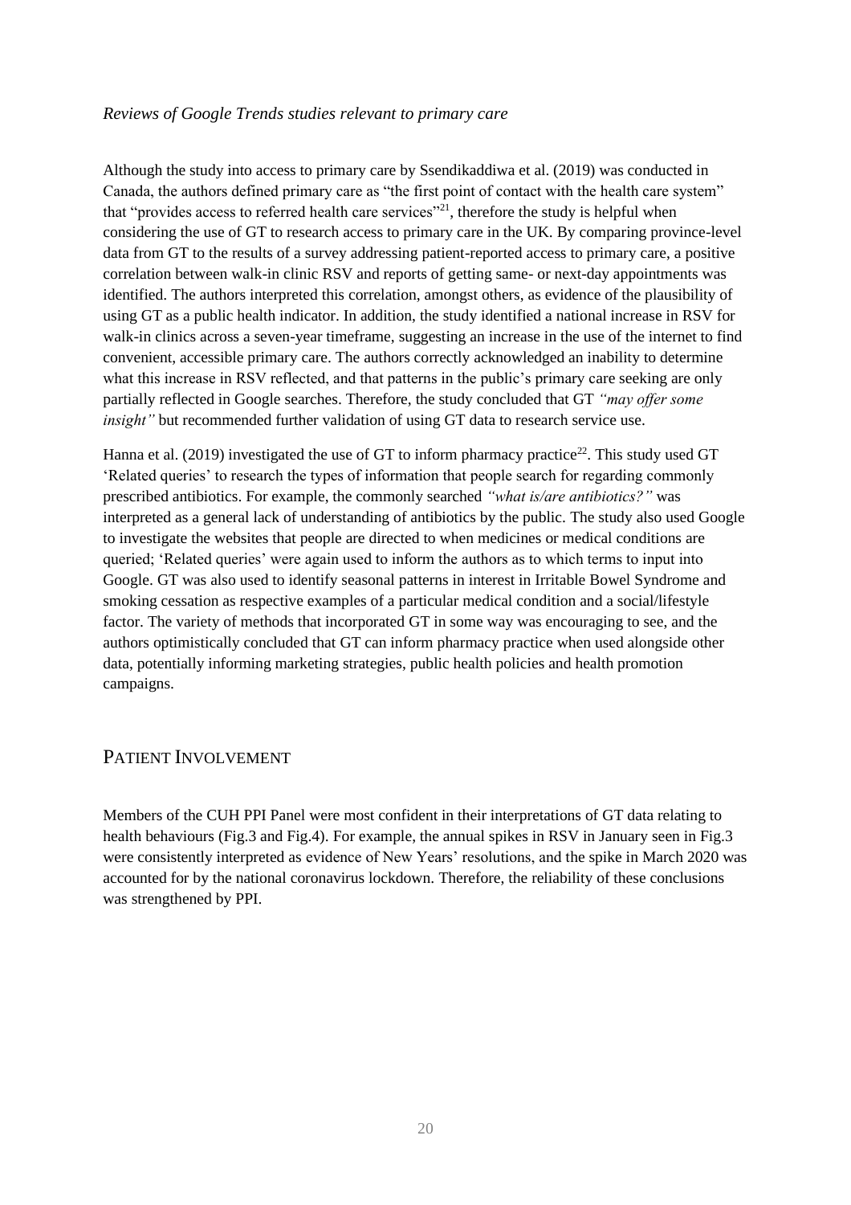### *Reviews of Google Trends studies relevant to primary care*

Although the study into access to primary care by Ssendikaddiwa et al. (2019) was conducted in Canada, the authors defined primary care as "the first point of contact with the health care system" that "provides access to referred health care services"[21], therefore the study is helpful when considering the use of GT to research access to primary care in the UK. By comparing province-level data from GT to the results of a survey addressing patient-reported access to primary care, a positive correlation between walk-in clinic RSV and reports of getting same- or next-day appointments was identified. The authors interpreted this correlation, amongst others, as evidence of the plausibility of using GT as a public health indicator. In addition, the study identified a national increase in RSV for walk-in clinics across a seven-year timeframe, suggesting an increase in the use of the internet to find convenient, accessible primary care. The authors correctly acknowledged an inability to determine what this increase in RSV reflected, and that patterns in the public's primary care seeking are only partially reflected in Google searches. Therefore, the study concluded that GT *"may offer some insight"* but recommended further validation of using GT data to research service use.

Hanna et al. (2019) investigated the use of GT to inform pharmacy practice[22]. This study used GT 'Related queries' to research the types of information that people search for regarding commonly prescribed antibiotics. For example, the commonly searched *"what is/are antibiotics?"* was interpreted as a general lack of understanding of antibiotics by the public. The study also used Google to investigate the websites that people are directed to when medicines or medical conditions are queried; 'Related queries' were again used to inform the authors as to which terms to input into Google. GT was also used to identify seasonal patterns in interest in Irritable Bowel Syndrome and smoking cessation as respective examples of a particular medical condition and a social/lifestyle factor. The variety of methods that incorporated GT in some way was encouraging to see, and the authors optimistically concluded that GT can inform pharmacy practice when used alongside other data, potentially informing marketing strategies, public health policies and health promotion campaigns.

## PATIENT INVOLVEMENT

Members of the CUH PPI Panel were most confident in their interpretations of GT data relating to health behaviours (Fig.3 and Fig.4). For example, the annual spikes in RSV in January seen in Fig.3 were consistently interpreted as evidence of New Years' resolutions, and the spike in March 2020 was accounted for by the national coronavirus lockdown. Therefore, the reliability of these conclusions was strengthened by PPI.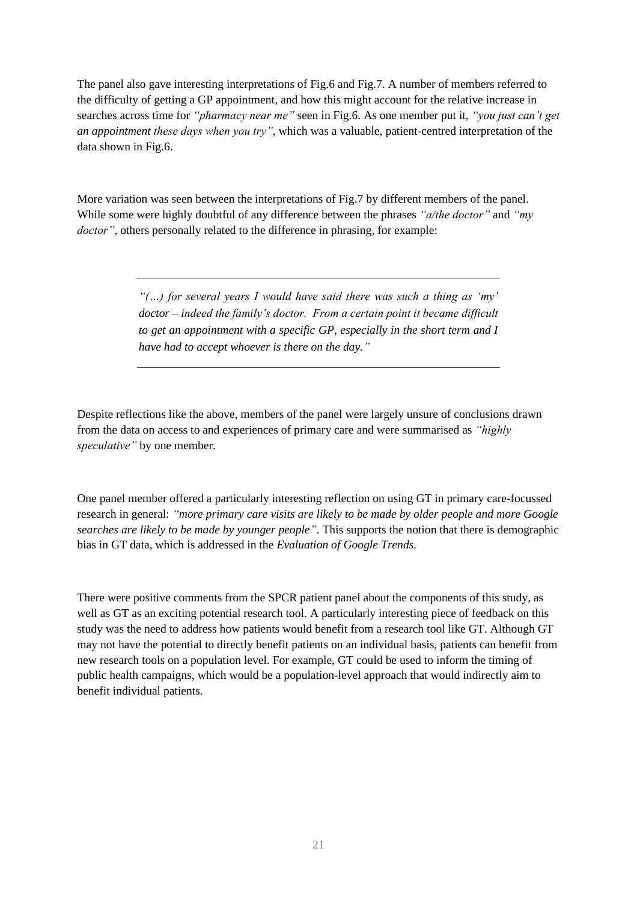The panel also gave interesting interpretations of Fig.6 and Fig.7. A number of members referred to the difficulty of getting a GP appointment, and how this might account for the relative increase in searches across time for *"pharmacy near me"* seen in Fig.6. As one member put it, *"you just can't get an appointment these days when you try"*, which was a valuable, patient-centred interpretation of the data shown in Fig.6.

More variation was seen between the interpretations of Fig.7 by different members of the panel. While some were highly doubtful of any difference between the phrases *"a/the doctor"* and *"my doctor"*, others personally related to the difference in phrasing, for example:

---

> *"(…) for several years I would have said there was such a thing as 'my' doctor – indeed the family's doctor. From a certain point it became difficult to get an appointment with a specific GP, especially in the short term and I have had to accept whoever is there on the day."*

---

Despite reflections like the above, members of the panel were largely unsure of conclusions drawn from the data on access to and experiences of primary care and were summarised as *"highly speculative"* by one member.

One panel member offered a particularly interesting reflection on using GT in primary care-focussed research in general: *"more primary care visits are likely to be made by older people and more Google searches are likely to be made by younger people"*. This supports the notion that there is demographic bias in GT data, which is addressed in the *Evaluation of Google Trends.*

There were positive comments from the SPCR patient panel about the components of this study, as well as GT as an exciting potential research tool. A particularly interesting piece of feedback on this study was the need to address how patients would benefit from a research tool like GT. Although GT may not have the potential to directly benefit patients on an individual basis, patients can benefit from new research tools on a population level. For example, GT could be used to inform the timing of public health campaigns, which would be a population-level approach that would indirectly aim to benefit individual patients.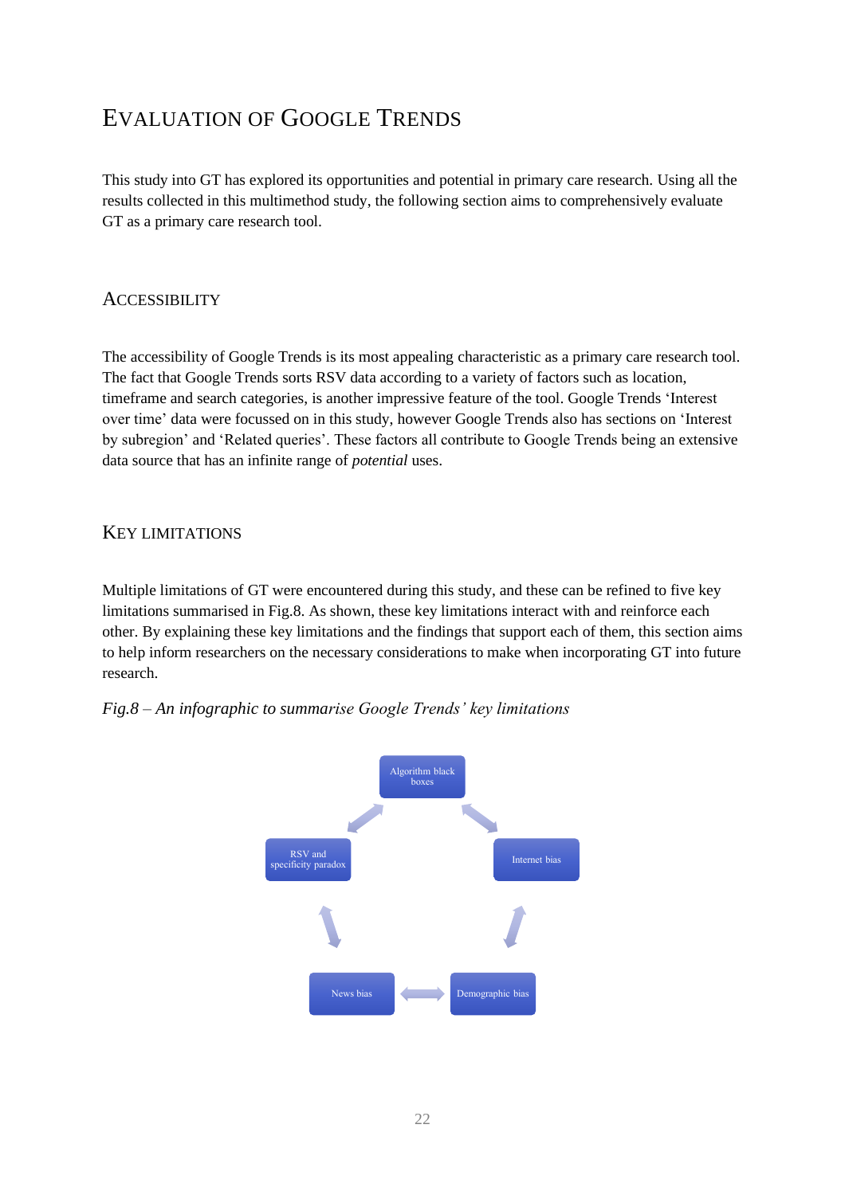# Evaluation of Google Trends

This study into GT has explored its opportunities and potential in primary care research. Using all the results collected in this multimethod study, the following section aims to comprehensively evaluate GT as a primary care research tool.

## Accessibility

The accessibility of Google Trends is its most appealing characteristic as a primary care research tool. The fact that Google Trends sorts RSV data according to a variety of factors such as location, timeframe and search categories, is another impressive feature of the tool. Google Trends 'Interest over time' data were focussed on in this study, however Google Trends also has sections on 'Interest by subregion' and 'Related queries'. These factors all contribute to Google Trends being an extensive data source that has an infinite range of *potential* uses.

## Key Limitations

Multiple limitations of GT were encountered during this study, and these can be refined to five key limitations summarised in Fig.8. As shown, these key limitations interact with and reinforce each other. By explaining these key limitations and the findings that support each of them, this section aims to help inform researchers on the necessary considerations to make when incorporating GT into future research.

*Fig.8 – An infographic to summarise Google Trends' key limitations*

Algorithm black boxes

RSV and specificity paradox

Internet bias

News bias

Demographic bias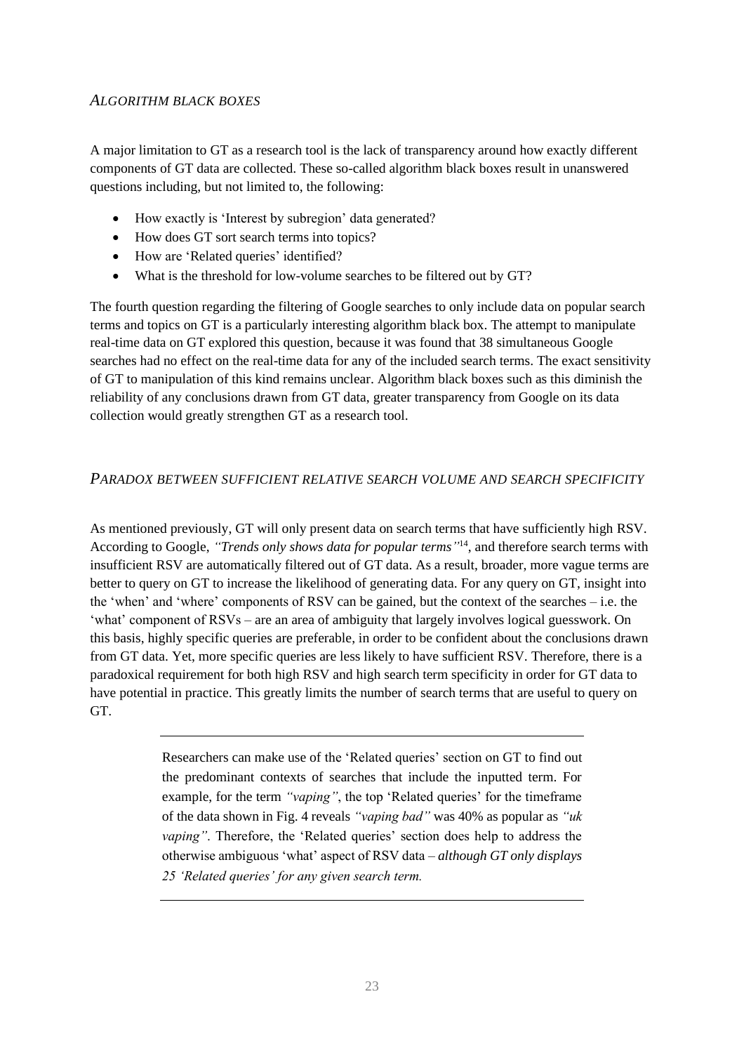### *Algorithm black boxes*

A major limitation to GT as a research tool is the lack of transparency around how exactly different components of GT data are collected. These so-called algorithm black boxes result in unanswered questions including, but not limited to, the following:

- How exactly is 'Interest by subregion' data generated?
- How does GT sort search terms into topics?
- How are 'Related queries' identified?
- What is the threshold for low-volume searches to be filtered out by GT?

The fourth question regarding the filtering of Google searches to only include data on popular search terms and topics on GT is a particularly interesting algorithm black box. The attempt to manipulate real-time data on GT explored this question, because it was found that 38 simultaneous Google searches had no effect on the real-time data for any of the included search terms. The exact sensitivity of GT to manipulation of this kind remains unclear. Algorithm black boxes such as this diminish the reliability of any conclusions drawn from GT data, greater transparency from Google on its data collection would greatly strengthen GT as a research tool.

### *Paradox between sufficient relative search volume and search specificity*

As mentioned previously, GT will only present data on search terms that have sufficiently high RSV. According to Google, *"Trends only shows data for popular terms"*[14], and therefore search terms with insufficient RSV are automatically filtered out of GT data. As a result, broader, more vague terms are better to query on GT to increase the likelihood of generating data. For any query on GT, insight into the 'when' and 'where' components of RSV can be gained, but the context of the searches – i.e. the 'what' component of RSVs – are an area of ambiguity that largely involves logical guesswork. On this basis, highly specific queries are preferable, in order to be confident about the conclusions drawn from GT data. Yet, more specific queries are less likely to have sufficient RSV. Therefore, there is a paradoxical requirement for both high RSV and high search term specificity in order for GT data to have potential in practice. This greatly limits the number of search terms that are useful to query on GT.

---

Researchers can make use of the 'Related queries' section on GT to find out the predominant contexts of searches that include the inputted term. For example, for the term *"vaping"*, the top 'Related queries' for the timeframe of the data shown in Fig. 4 reveals *"vaping bad"* was 40% as popular as *"uk vaping"*. Therefore, the 'Related queries' section does help to address the otherwise ambiguous 'what' aspect of RSV data – ***although GT only displays 25 'Related queries' for any given search term.***

---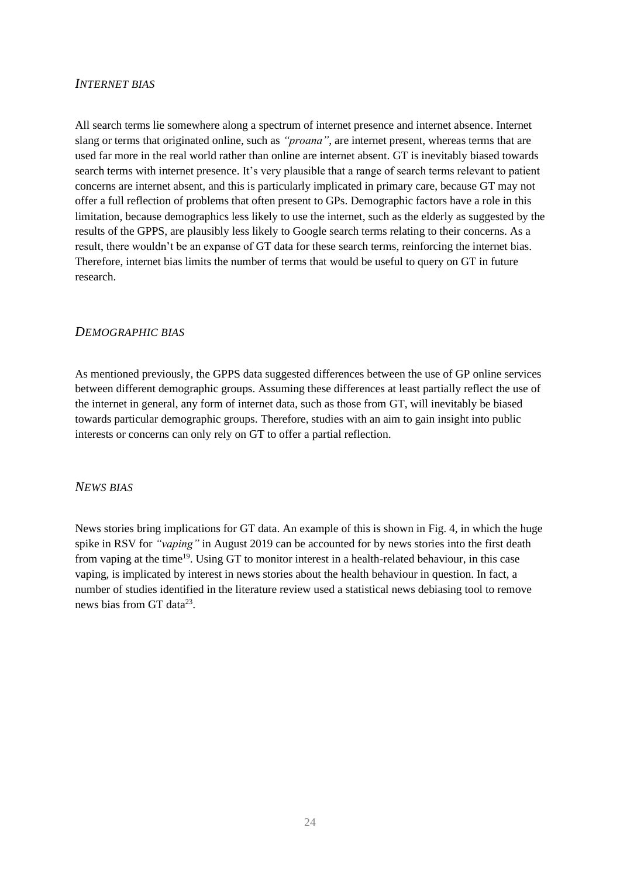### *INTERNET BIAS*

All search terms lie somewhere along a spectrum of internet presence and internet absence. Internet slang or terms that originated online, such as *"proana"*, are internet present, whereas terms that are used far more in the real world rather than online are internet absent. GT is inevitably biased towards search terms with internet presence. It's very plausible that a range of search terms relevant to patient concerns are internet absent, and this is particularly implicated in primary care, because GT may not offer a full reflection of problems that often present to GPs. Demographic factors have a role in this limitation, because demographics less likely to use the internet, such as the elderly as suggested by the results of the GPPS, are plausibly less likely to Google search terms relating to their concerns. As a result, there wouldn't be an expanse of GT data for these search terms, reinforcing the internet bias. Therefore, internet bias limits the number of terms that would be useful to query on GT in future research.

### *DEMOGRAPHIC BIAS*

As mentioned previously, the GPPS data suggested differences between the use of GP online services between different demographic groups. Assuming these differences at least partially reflect the use of the internet in general, any form of internet data, such as those from GT, will inevitably be biased towards particular demographic groups. Therefore, studies with an aim to gain insight into public interests or concerns can only rely on GT to offer a partial reflection.

### *NEWS BIAS*

News stories bring implications for GT data. An example of this is shown in Fig. 4, in which the huge spike in RSV for *"vaping"* in August 2019 can be accounted for by news stories into the first death from vaping at the time[19]. Using GT to monitor interest in a health-related behaviour, in this case vaping, is implicated by interest in news stories about the health behaviour in question. In fact, a number of studies identified in the literature review used a statistical news debiasing tool to remove news bias from GT data[23].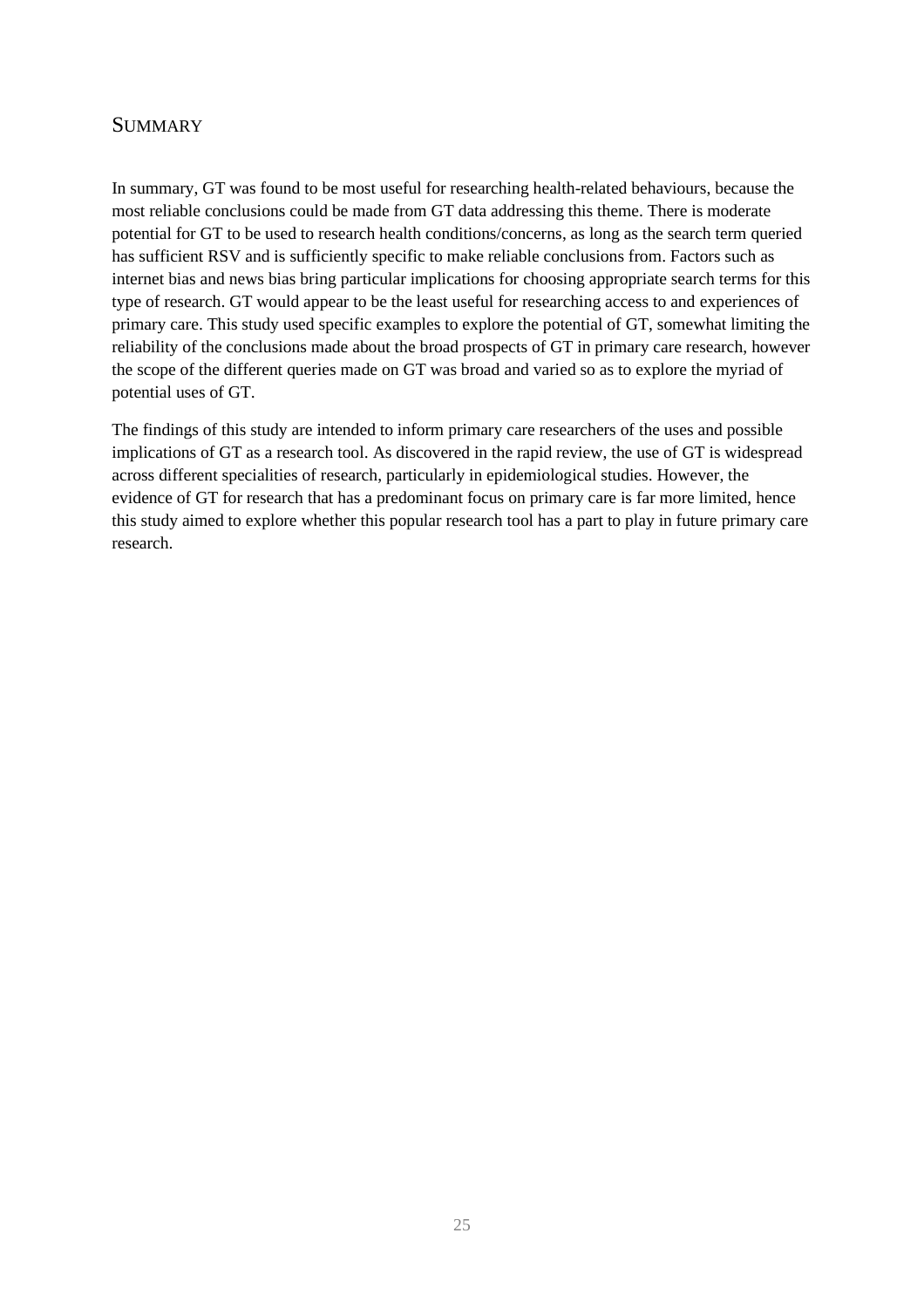## Summary

In summary, GT was found to be most useful for researching health-related behaviours, because the most reliable conclusions could be made from GT data addressing this theme. There is moderate potential for GT to be used to research health conditions/concerns, as long as the search term queried has sufficient RSV and is sufficiently specific to make reliable conclusions from. Factors such as internet bias and news bias bring particular implications for choosing appropriate search terms for this type of research. GT would appear to be the least useful for researching access to and experiences of primary care. This study used specific examples to explore the potential of GT, somewhat limiting the reliability of the conclusions made about the broad prospects of GT in primary care research, however the scope of the different queries made on GT was broad and varied so as to explore the myriad of potential uses of GT.

The findings of this study are intended to inform primary care researchers of the uses and possible implications of GT as a research tool. As discovered in the rapid review, the use of GT is widespread across different specialities of research, particularly in epidemiological studies. However, the evidence of GT for research that has a predominant focus on primary care is far more limited, hence this study aimed to explore whether this popular research tool has a part to play in future primary care research.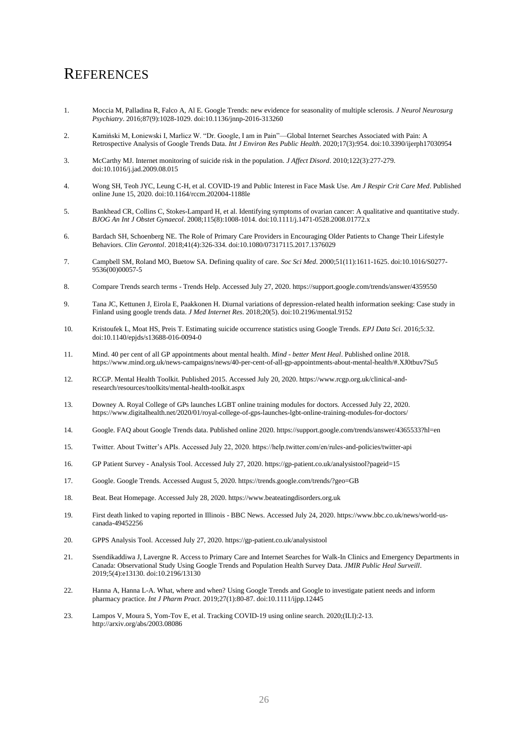# REFERENCES

1. Moccia M, Palladina R, Falco A, Al E. Google Trends: new evidence for seasonality of multiple sclerosis. *J Neurol Neurosurg Psychiatry*. 2016;87(9):1028-1029. doi:10.1136/jnnp-2016-313260

2. Kamiński M, Łoniewski I, Marlicz W. "Dr. Google, I am in Pain"—Global Internet Searches Associated with Pain: A Retrospective Analysis of Google Trends Data. *Int J Environ Res Public Health*. 2020;17(3):954. doi:10.3390/ijerph17030954

3. McCarthy MJ. Internet monitoring of suicide risk in the population. *J Affect Disord*. 2010;122(3):277-279. doi:10.1016/j.jad.2009.08.015

4. Wong SH, Teoh JYC, Leung C-H, et al. COVID-19 and Public Interest in Face Mask Use. *Am J Respir Crit Care Med*. Published online June 15, 2020. doi:10.1164/rccm.202004-1188le

5. Bankhead CR, Collins C, Stokes-Lampard H, et al. Identifying symptoms of ovarian cancer: A qualitative and quantitative study. *BJOG An Int J Obstet Gynaecol*. 2008;115(8):1008-1014. doi:10.1111/j.1471-0528.2008.01772.x

6. Bardach SH, Schoenberg NE. The Role of Primary Care Providers in Encouraging Older Patients to Change Their Lifestyle Behaviors. *Clin Gerontol*. 2018;41(4):326-334. doi:10.1080/07317115.2017.1376029

7. Campbell SM, Roland MO, Buetow SA. Defining quality of care. *Soc Sci Med*. 2000;51(11):1611-1625. doi:10.1016/S0277-9536(00)00057-5

8. Compare Trends search terms - Trends Help. Accessed July 27, 2020. https://support.google.com/trends/answer/4359550

9. Tana JC, Kettunen J, Eirola E, Paakkonen H. Diurnal variations of depression-related health information seeking: Case study in Finland using google trends data. *J Med Internet Res*. 2018;20(5). doi:10.2196/mental.9152

10. Kristoufek L, Moat HS, Preis T. Estimating suicide occurrence statistics using Google Trends. *EPJ Data Sci*. 2016;5:32. doi:10.1140/epjds/s13688-016-0094-0

11. Mind. 40 per cent of all GP appointments about mental health. *Mind - better Ment Heal*. Published online 2018. https://www.mind.org.uk/news-campaigns/news/40-per-cent-of-all-gp-appointments-about-mental-health/#.XJ0tbuv7Su5

12. RCGP. Mental Health Toolkit. Published 2015. Accessed July 20, 2020. https://www.rcgp.org.uk/clinical-and-research/resources/toolkits/mental-health-toolkit.aspx

13. Downey A. Royal College of GPs launches LGBT online training modules for doctors. Accessed July 22, 2020. https://www.digitalhealth.net/2020/01/royal-college-of-gps-launches-lgbt-online-training-modules-for-doctors/

14. Google. FAQ about Google Trends data. Published online 2020. https://support.google.com/trends/answer/4365533?hl=en

15. Twitter. About Twitter's APIs. Accessed July 22, 2020. https://help.twitter.com/en/rules-and-policies/twitter-api

16. GP Patient Survey - Analysis Tool. Accessed July 27, 2020. https://gp-patient.co.uk/analysistool?pageid=15

17. Google. Google Trends. Accessed August 5, 2020. https://trends.google.com/trends/?geo=GB

18. Beat. Beat Homepage. Accessed July 28, 2020. https://www.beateatingdisorders.org.uk

19. First death linked to vaping reported in Illinois - BBC News. Accessed July 24, 2020. https://www.bbc.co.uk/news/world-us-canada-49452256

20. GPPS Analysis Tool. Accessed July 27, 2020. https://gp-patient.co.uk/analysistool

21. Ssendikaddiwa J, Lavergne R. Access to Primary Care and Internet Searches for Walk-In Clinics and Emergency Departments in Canada: Observational Study Using Google Trends and Population Health Survey Data. *JMIR Public Heal Surveill*. 2019;5(4):e13130. doi:10.2196/13130

22. Hanna A, Hanna L-A. What, where and when? Using Google Trends and Google to investigate patient needs and inform pharmacy practice. *Int J Pharm Pract*. 2019;27(1):80-87. doi:10.1111/ijpp.12445

23. Lampos V, Moura S, Yom-Tov E, et al. Tracking COVID-19 using online search. 2020;(ILI):2-13. http://arxiv.org/abs/2003.08086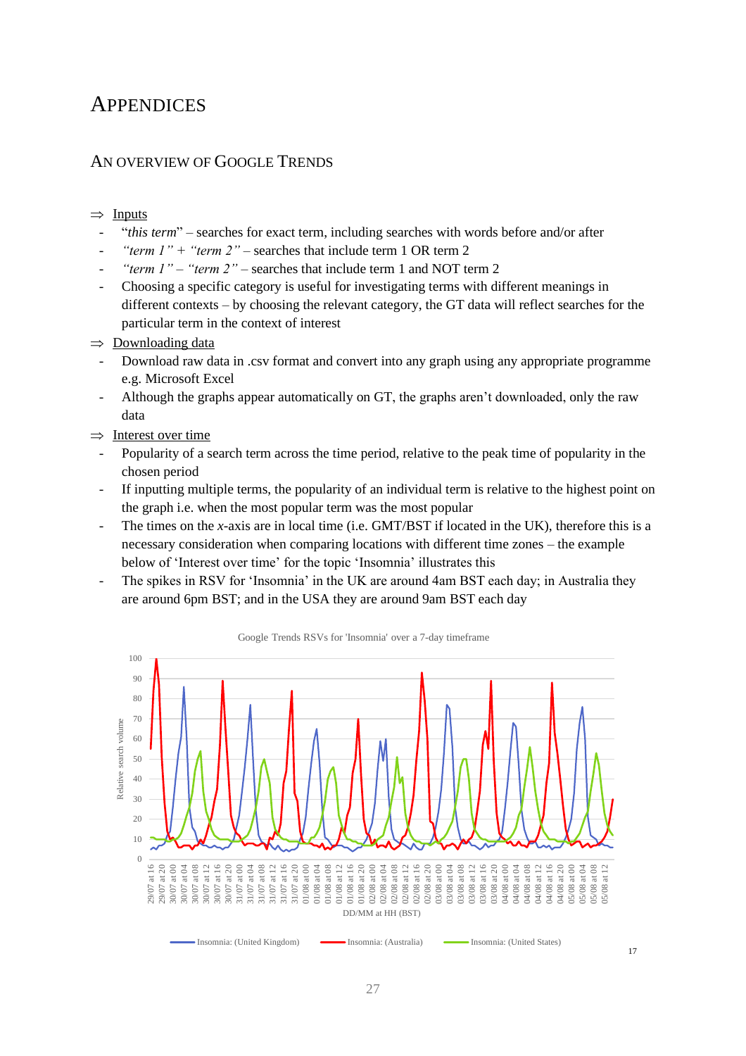# APPENDICES

## AN OVERVIEW OF GOOGLE TRENDS

⇒ Inputs

- "*this term*" – searches for exact term, including searches with words before and/or after
- *"term 1" + "term 2"* – searches that include term 1 OR term 2
- *"term 1" – "term 2"* – searches that include term 1 and NOT term 2
- Choosing a specific category is useful for investigating terms with different meanings in different contexts – by choosing the relevant category, the GT data will reflect searches for the particular term in the context of interest

⇒ Downloading data

- Download raw data in .csv format and convert into any graph using any appropriate programme e.g. Microsoft Excel
- Although the graphs appear automatically on GT, the graphs aren't downloaded, only the raw data

⇒ Interest over time

- Popularity of a search term across the time period, relative to the peak time of popularity in the chosen period
- If inputting multiple terms, the popularity of an individual term is relative to the highest point on the graph i.e. when the most popular term was the most popular
- The times on the *x*-axis are in local time (i.e. GMT/BST if located in the UK), therefore this is a necessary consideration when comparing locations with different time zones – the example below of 'Interest over time' for the topic 'Insomnia' illustrates this
- The spikes in RSV for 'Insomnia' in the UK are around 4am BST each day; in Australia they are around 6pm BST; and in the USA they are around 9am BST each day

Google Trends RSVs for 'Insomnia' over a 7-day timeframe [17]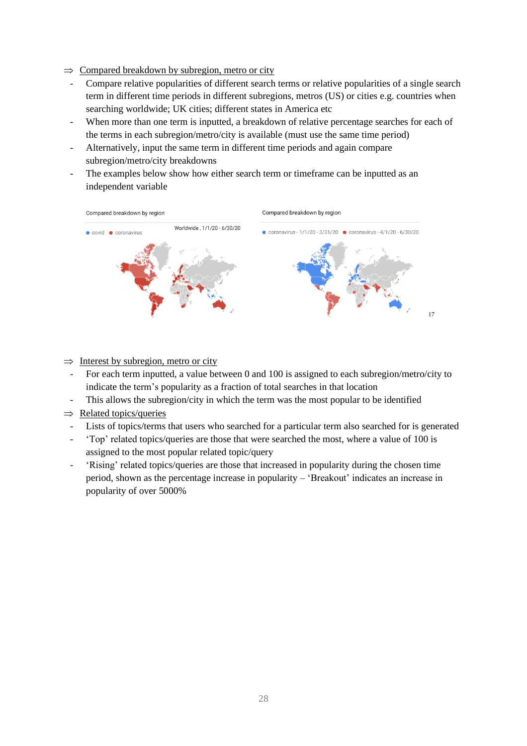⇒ Compared breakdown by subregion, metro or city

- Compare relative popularities of different search terms or relative popularities of a single search term in different time periods in different subregions, metros (US) or cities e.g. countries when searching worldwide; UK cities; different states in America etc
- When more than one term is inputted, a breakdown of relative percentage searches for each of the terms in each subregion/metro/city is available (must use the same time period)
- Alternatively, input the same term in different time periods and again compare subregion/metro/city breakdowns
- The examples below show how either search term or timeframe can be inputted as an independent variable

Compared breakdown by region

Worldwide, 1/1/20 - 6/30/20

● covid ● coronavirus

Compared breakdown by region

● coronavirus - 1/1/20 - 3/31/20 ● coronavirus - 4/1/20 - 6/30/20

17

⇒ Interest by subregion, metro or city

- For each term inputted, a value between 0 and 100 is assigned to each subregion/metro/city to indicate the term's popularity as a fraction of total searches in that location
- This allows the subregion/city in which the term was the most popular to be identified

⇒ Related topics/queries

- Lists of topics/terms that users who searched for a particular term also searched for is generated
- 'Top' related topics/queries are those that were searched the most, where a value of 100 is assigned to the most popular related topic/query
- 'Rising' related topics/queries are those that increased in popularity during the chosen time period, shown as the percentage increase in popularity – 'Breakout' indicates an increase in popularity of over 5000%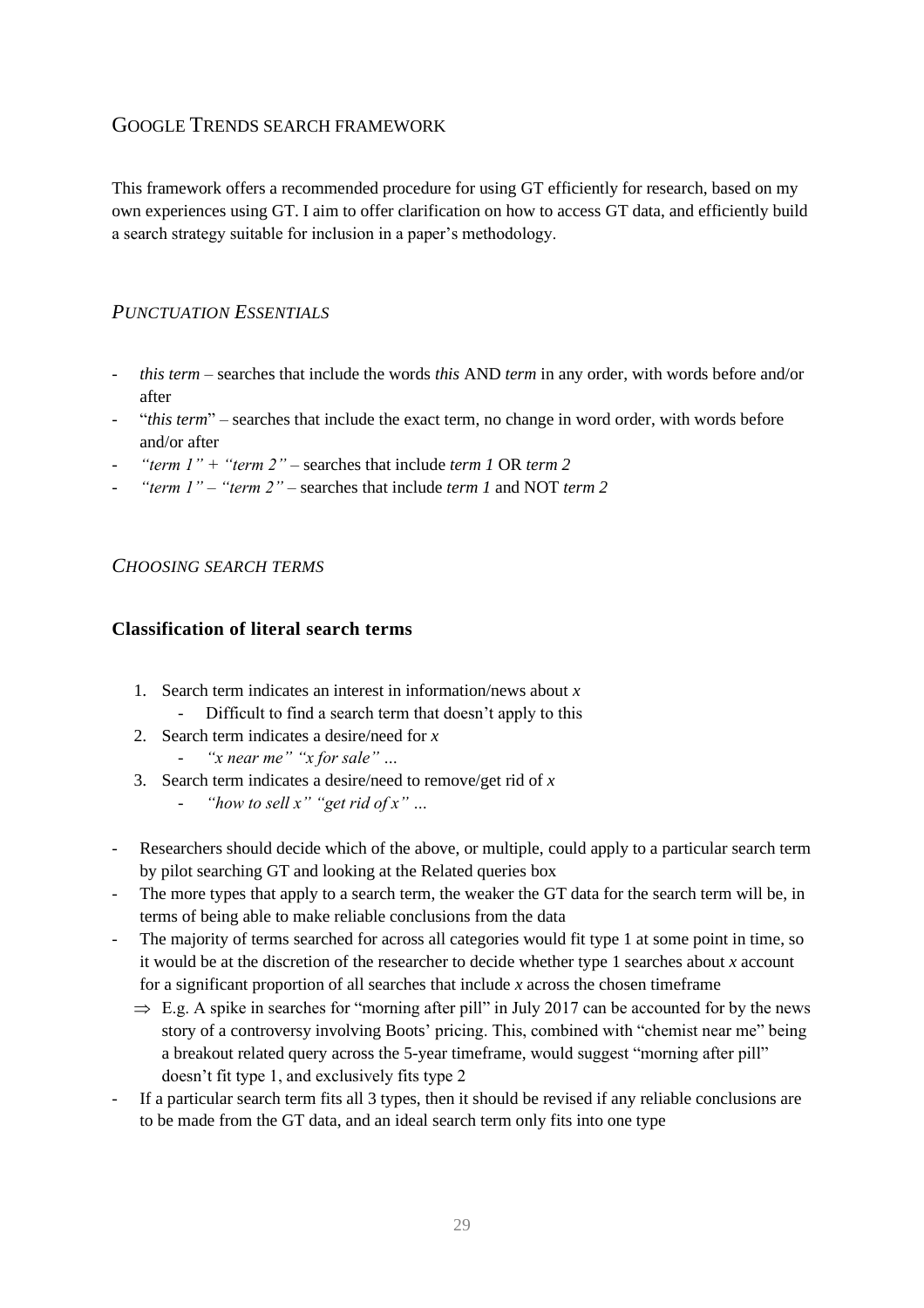## Google Trends search framework

This framework offers a recommended procedure for using GT efficiently for research, based on my own experiences using GT. I aim to offer clarification on how to access GT data, and efficiently build a search strategy suitable for inclusion in a paper's methodology.

### *Punctuation Essentials*

- *this term* – searches that include the words *this* AND *term* in any order, with words before and/or after
- "*this term*" – searches that include the exact term, no change in word order, with words before and/or after
- *"term 1" + "term 2"* – searches that include *term 1* OR *term 2*
- *"term 1" – "term 2"* – searches that include *term 1* and NOT *term 2*

### *Choosing search terms*

#### **Classification of literal search terms**

1. Search term indicates an interest in information/news about *x*
   - Difficult to find a search term that doesn't apply to this
2. Search term indicates a desire/need for *x*
   - *"x near me" "x for sale" …*
3. Search term indicates a desire/need to remove/get rid of *x*
   - *"how to sell x" "get rid of x" …*

- Researchers should decide which of the above, or multiple, could apply to a particular search term by pilot searching GT and looking at the Related queries box
- The more types that apply to a search term, the weaker the GT data for the search term will be, in terms of being able to make reliable conclusions from the data
- The majority of terms searched for across all categories would fit type 1 at some point in time, so it would be at the discretion of the researcher to decide whether type 1 searches about *x* account for a significant proportion of all searches that include *x* across the chosen timeframe
  - ⇒ E.g. A spike in searches for "morning after pill" in July 2017 can be accounted for by the news story of a controversy involving Boots' pricing. This, combined with "chemist near me" being a breakout related query across the 5-year timeframe, would suggest "morning after pill" doesn't fit type 1, and exclusively fits type 2
- If a particular search term fits all 3 types, then it should be revised if any reliable conclusions are to be made from the GT data, and an ideal search term only fits into one type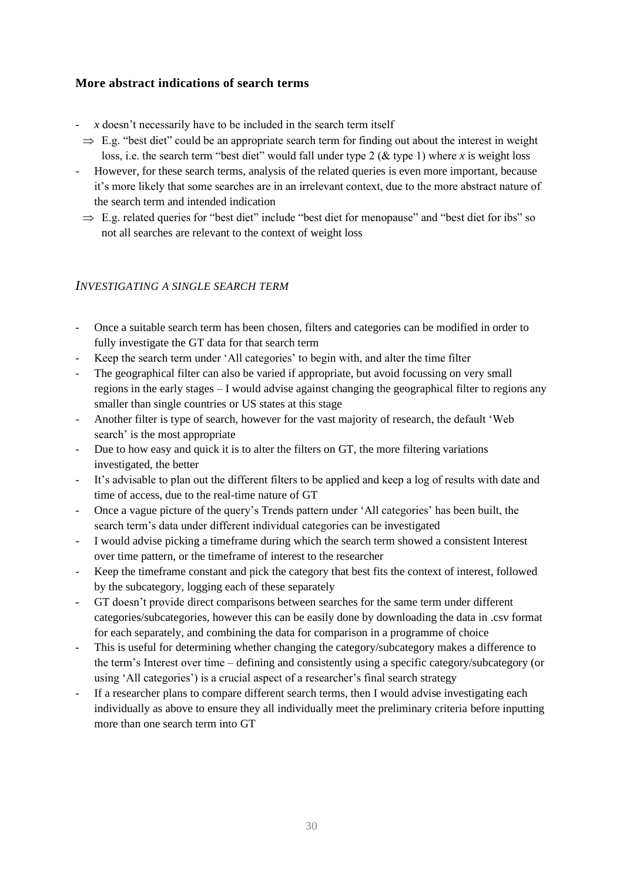### More abstract indications of search terms

- *x* doesn't necessarily have to be included in the search term itself
  - ⇒ E.g. "best diet" could be an appropriate search term for finding out about the interest in weight loss, i.e. the search term "best diet" would fall under type 2 (& type 1) where *x* is weight loss
- However, for these search terms, analysis of the related queries is even more important, because it's more likely that some searches are in an irrelevant context, due to the more abstract nature of the search term and intended indication
  - ⇒ E.g. related queries for "best diet" include "best diet for menopause" and "best diet for ibs" so not all searches are relevant to the context of weight loss

### *INVESTIGATING A SINGLE SEARCH TERM*

- Once a suitable search term has been chosen, filters and categories can be modified in order to fully investigate the GT data for that search term
- Keep the search term under 'All categories' to begin with, and alter the time filter
- The geographical filter can also be varied if appropriate, but avoid focussing on very small regions in the early stages – I would advise against changing the geographical filter to regions any smaller than single countries or US states at this stage
- Another filter is type of search, however for the vast majority of research, the default 'Web search' is the most appropriate
- Due to how easy and quick it is to alter the filters on GT, the more filtering variations investigated, the better
- It's advisable to plan out the different filters to be applied and keep a log of results with date and time of access, due to the real-time nature of GT
- Once a vague picture of the query's Trends pattern under 'All categories' has been built, the search term's data under different individual categories can be investigated
- I would advise picking a timeframe during which the search term showed a consistent Interest over time pattern, or the timeframe of interest to the researcher
- Keep the timeframe constant and pick the category that best fits the context of interest, followed by the subcategory, logging each of these separately
- GT doesn't provide direct comparisons between searches for the same term under different categories/subcategories, however this can be easily done by downloading the data in .csv format for each separately, and combining the data for comparison in a programme of choice
- This is useful for determining whether changing the category/subcategory makes a difference to the term's Interest over time – defining and consistently using a specific category/subcategory (or using 'All categories') is a crucial aspect of a researcher's final search strategy
- If a researcher plans to compare different search terms, then I would advise investigating each individually as above to ensure they all individually meet the preliminary criteria before inputting more than one search term into GT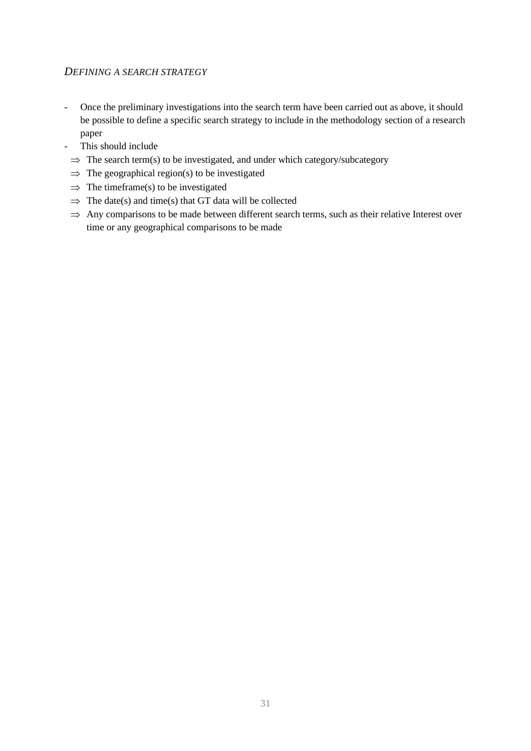*DEFINING A SEARCH STRATEGY*

- Once the preliminary investigations into the search term have been carried out as above, it should be possible to define a specific search strategy to include in the methodology section of a research paper
- This should include
  - ⇒ The search term(s) to be investigated, and under which category/subcategory
  - ⇒ The geographical region(s) to be investigated
  - ⇒ The timeframe(s) to be investigated
  - ⇒ The date(s) and time(s) that GT data will be collected
  - ⇒ Any comparisons to be made between different search terms, such as their relative Interest over time or any geographical comparisons to be made